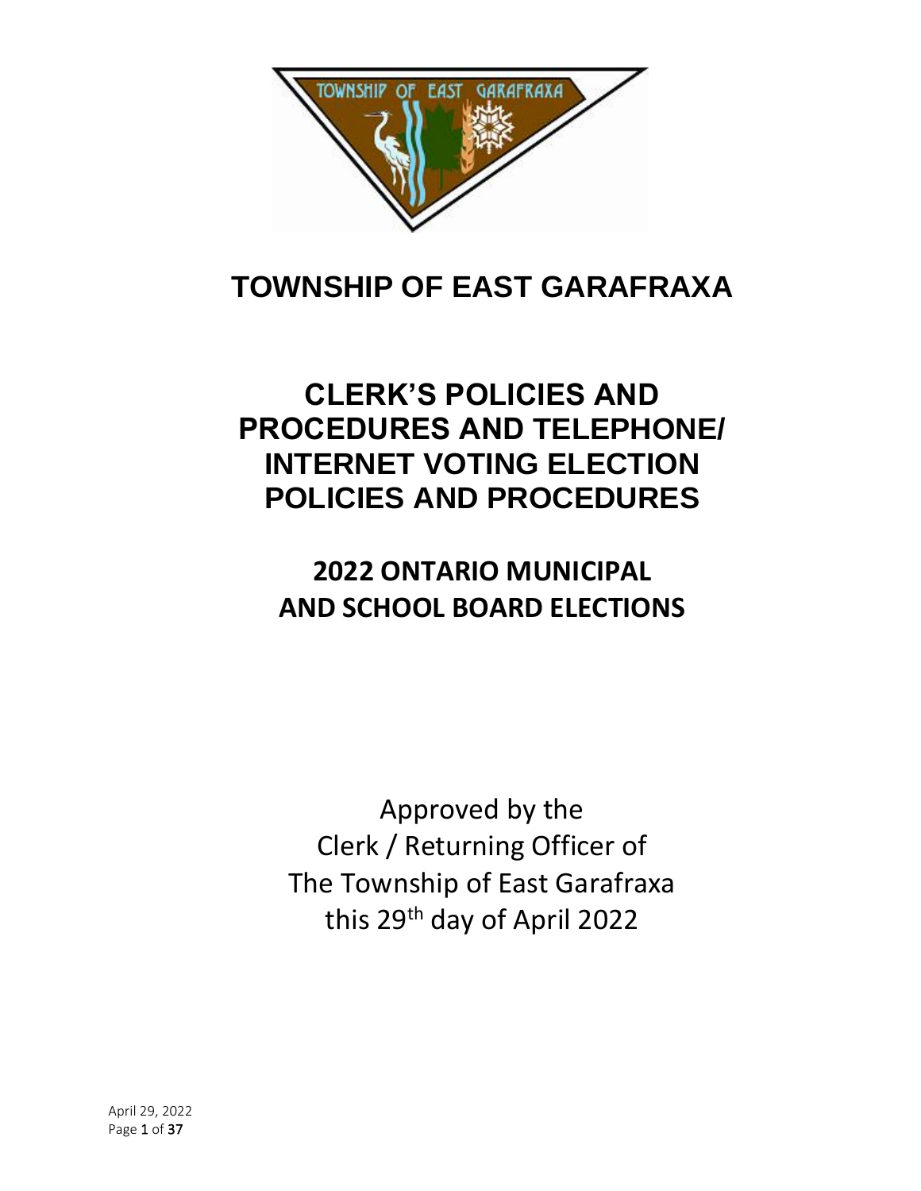# TOWNSHIP OF EAST GARAFRAXA

# CLERK'S POLICIES AND PROCEDURES AND TELEPHONE/ INTERNET VOTING ELECTION POLICIES AND PROCEDURES

## 2022 ONTARIO MUNICIPAL AND SCHOOL BOARD ELECTIONS

Approved by the
Clerk / Returning Officer of
The Township of East Garafraxa
this 29th day of April 2022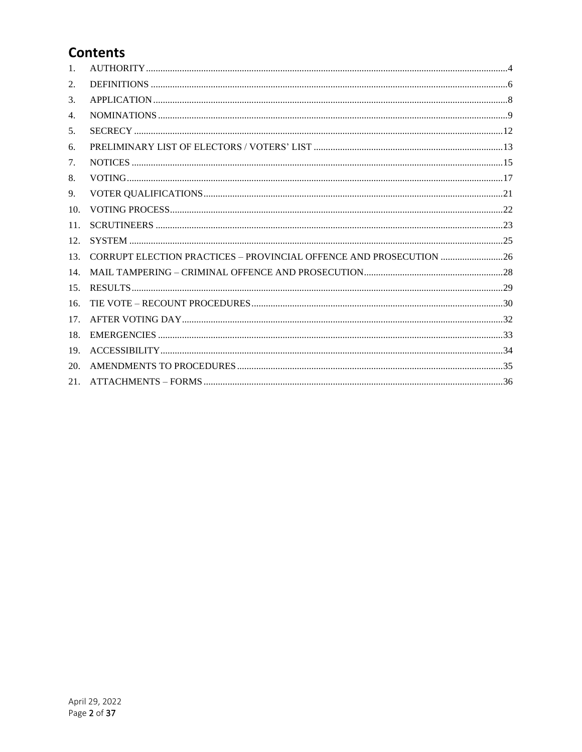# Contents

1. AUTHORITY ..... 4
2. DEFINITIONS ..... 6
3. APPLICATION ..... 8
4. NOMINATIONS ..... 9
5. SECRECY ..... 12
6. PRELIMINARY LIST OF ELECTORS / VOTERS' LIST ..... 13
7. NOTICES ..... 15
8. VOTING ..... 17
9. VOTER QUALIFICATIONS ..... 21
10. VOTING PROCESS ..... 22
11. SCRUTINEERS ..... 23
12. SYSTEM ..... 25
13. CORRUPT ELECTION PRACTICES – PROVINCIAL OFFENCE AND PROSECUTION ..... 26
14. MAIL TAMPERING – CRIMINAL OFFENCE AND PROSECUTION ..... 28
15. RESULTS ..... 29
16. TIE VOTE – RECOUNT PROCEDURES ..... 30
17. AFTER VOTING DAY ..... 32
18. EMERGENCIES ..... 33
19. ACCESSIBILITY ..... 34
20. AMENDMENTS TO PROCEDURES ..... 35
21. ATTACHMENTS – FORMS ..... 36

April 29, 2022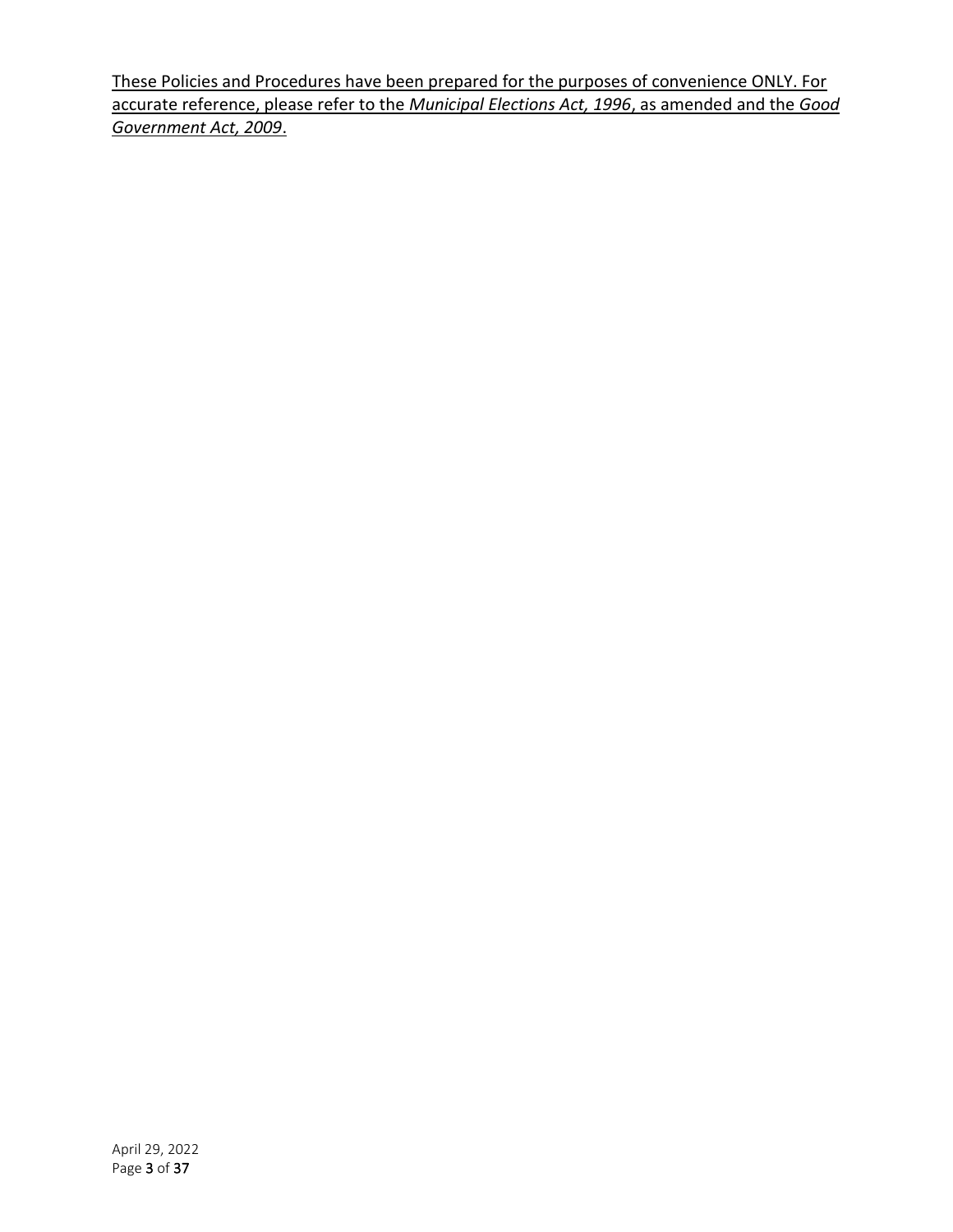<u>These Policies and Procedures have been prepared for the purposes of convenience ONLY. For accurate reference, please refer to the *Municipal Elections Act, 1996*, as amended and the *Good Government Act, 2009*.</u>

April 29, 2022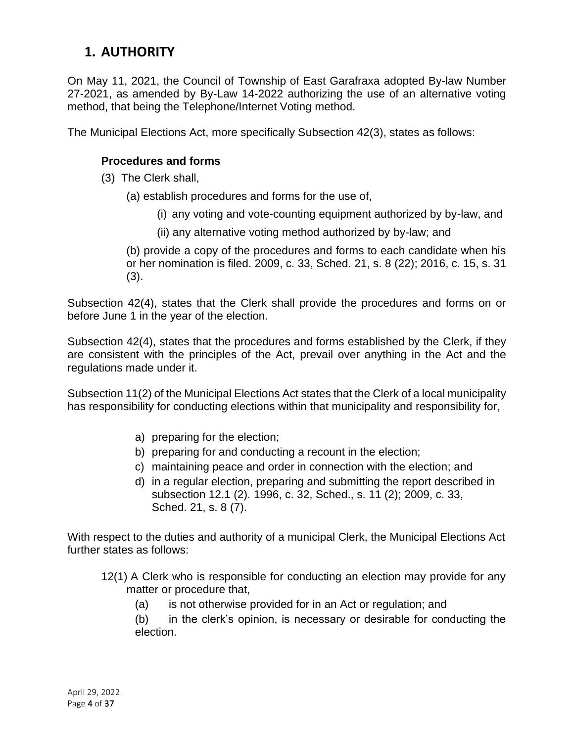# 1. AUTHORITY

On May 11, 2021, the Council of Township of East Garafraxa adopted By-law Number 27-2021, as amended by By-Law 14-2022 authorizing the use of an alternative voting method, that being the Telephone/Internet Voting method.

The Municipal Elections Act, more specifically Subsection 42(3), states as follows:

**Procedures and forms**

(3) The Clerk shall,

(a) establish procedures and forms for the use of,

(i) any voting and vote-counting equipment authorized by by-law, and

(ii) any alternative voting method authorized by by-law; and

(b) provide a copy of the procedures and forms to each candidate when his or her nomination is filed. 2009, c. 33, Sched. 21, s. 8 (22); 2016, c. 15, s. 31 (3).

Subsection 42(4), states that the Clerk shall provide the procedures and forms on or before June 1 in the year of the election.

Subsection 42(4), states that the procedures and forms established by the Clerk, if they are consistent with the principles of the Act, prevail over anything in the Act and the regulations made under it.

Subsection 11(2) of the Municipal Elections Act states that the Clerk of a local municipality has responsibility for conducting elections within that municipality and responsibility for,

a) preparing for the election;
b) preparing for and conducting a recount in the election;
c) maintaining peace and order in connection with the election; and
d) in a regular election, preparing and submitting the report described in subsection 12.1 (2). 1996, c. 32, Sched., s. 11 (2); 2009, c. 33, Sched. 21, s. 8 (7).

With respect to the duties and authority of a municipal Clerk, the Municipal Elections Act further states as follows:

12(1) A Clerk who is responsible for conducting an election may provide for any matter or procedure that,

(a) is not otherwise provided for in an Act or regulation; and

(b) in the clerk's opinion, is necessary or desirable for conducting the election.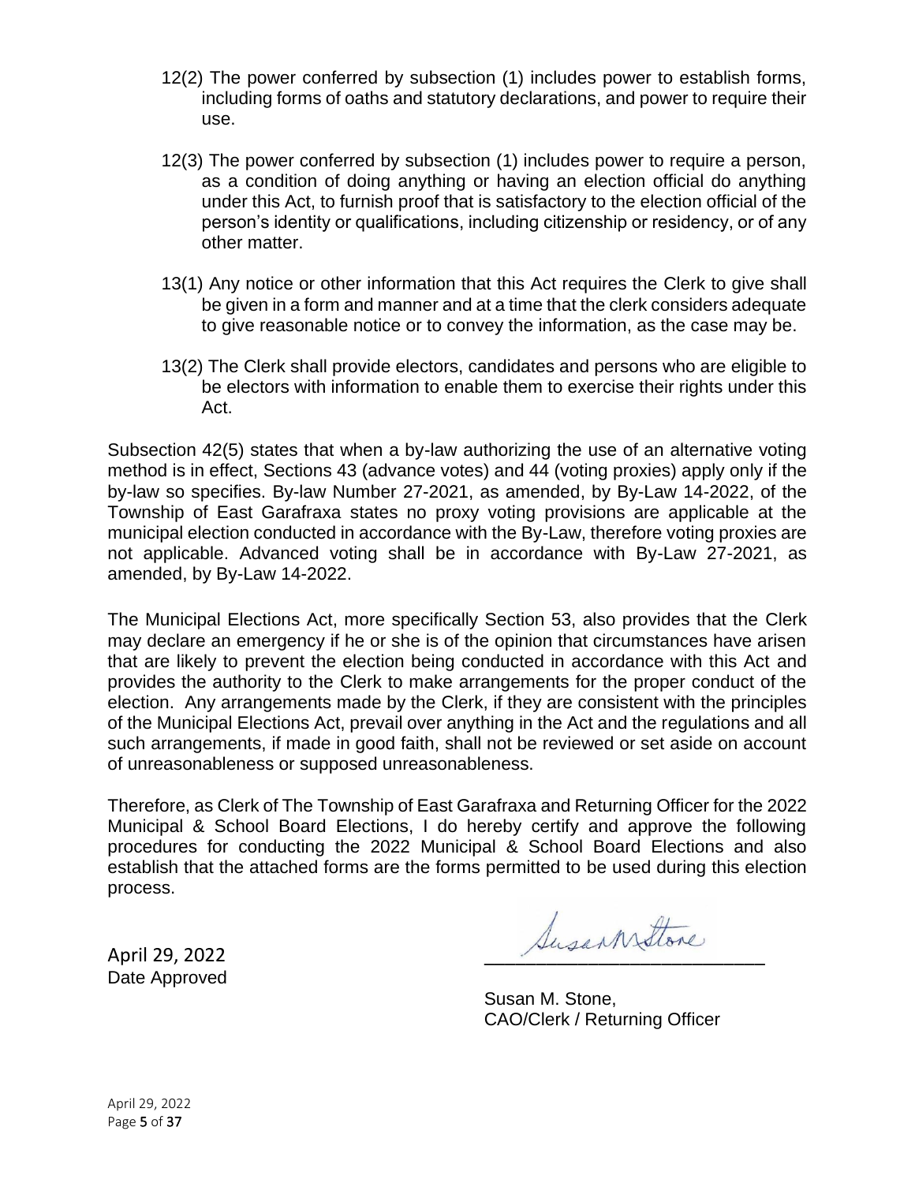12(2) The power conferred by subsection (1) includes power to establish forms, including forms of oaths and statutory declarations, and power to require their use.

12(3) The power conferred by subsection (1) includes power to require a person, as a condition of doing anything or having an election official do anything under this Act, to furnish proof that is satisfactory to the election official of the person's identity or qualifications, including citizenship or residency, or of any other matter.

13(1) Any notice or other information that this Act requires the Clerk to give shall be given in a form and manner and at a time that the clerk considers adequate to give reasonable notice or to convey the information, as the case may be.

13(2) The Clerk shall provide electors, candidates and persons who are eligible to be electors with information to enable them to exercise their rights under this Act.

Subsection 42(5) states that when a by-law authorizing the use of an alternative voting method is in effect, Sections 43 (advance votes) and 44 (voting proxies) apply only if the by-law so specifies. By-law Number 27-2021, as amended, by By-Law 14-2022, of the Township of East Garafraxa states no proxy voting provisions are applicable at the municipal election conducted in accordance with the By-Law, therefore voting proxies are not applicable. Advanced voting shall be in accordance with By-Law 27-2021, as amended, by By-Law 14-2022.

The Municipal Elections Act, more specifically Section 53, also provides that the Clerk may declare an emergency if he or she is of the opinion that circumstances have arisen that are likely to prevent the election being conducted in accordance with this Act and provides the authority to the Clerk to make arrangements for the proper conduct of the election. Any arrangements made by the Clerk, if they are consistent with the principles of the Municipal Elections Act, prevail over anything in the Act and the regulations and all such arrangements, if made in good faith, shall not be reviewed or set aside on account of unreasonableness or supposed unreasonableness.

Therefore, as Clerk of The Township of East Garafraxa and Returning Officer for the 2022 Municipal & School Board Elections, I do hereby certify and approve the following procedures for conducting the 2022 Municipal & School Board Elections and also establish that the attached forms are the forms permitted to be used during this election process.

April 29, 2022
Date Approved

Susan M. Stone,
CAO/Clerk / Returning Officer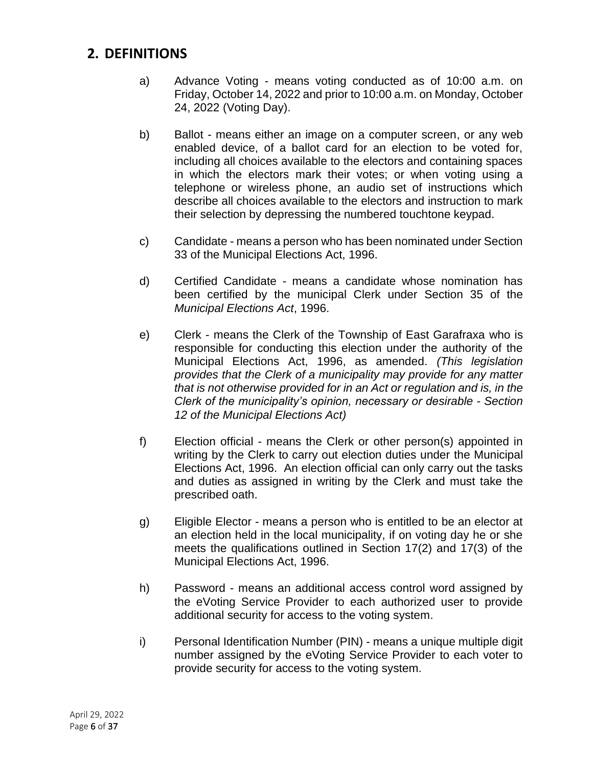## 2. DEFINITIONS

a) Advance Voting - means voting conducted as of 10:00 a.m. on Friday, October 14, 2022 and prior to 10:00 a.m. on Monday, October 24, 2022 (Voting Day).

b) Ballot - means either an image on a computer screen, or any web enabled device, of a ballot card for an election to be voted for, including all choices available to the electors and containing spaces in which the electors mark their votes; or when voting using a telephone or wireless phone, an audio set of instructions which describe all choices available to the electors and instruction to mark their selection by depressing the numbered touchtone keypad.

c) Candidate - means a person who has been nominated under Section 33 of the Municipal Elections Act, 1996.

d) Certified Candidate - means a candidate whose nomination has been certified by the municipal Clerk under Section 35 of the *Municipal Elections Act*, 1996.

e) Clerk - means the Clerk of the Township of East Garafraxa who is responsible for conducting this election under the authority of the Municipal Elections Act, 1996, as amended. *(This legislation provides that the Clerk of a municipality may provide for any matter that is not otherwise provided for in an Act or regulation and is, in the Clerk of the municipality's opinion, necessary or desirable - Section 12 of the Municipal Elections Act)*

f) Election official - means the Clerk or other person(s) appointed in writing by the Clerk to carry out election duties under the Municipal Elections Act, 1996. An election official can only carry out the tasks and duties as assigned in writing by the Clerk and must take the prescribed oath.

g) Eligible Elector - means a person who is entitled to be an elector at an election held in the local municipality, if on voting day he or she meets the qualifications outlined in Section 17(2) and 17(3) of the Municipal Elections Act, 1996.

h) Password - means an additional access control word assigned by the eVoting Service Provider to each authorized user to provide additional security for access to the voting system.

i) Personal Identification Number (PIN) - means a unique multiple digit number assigned by the eVoting Service Provider to each voter to provide security for access to the voting system.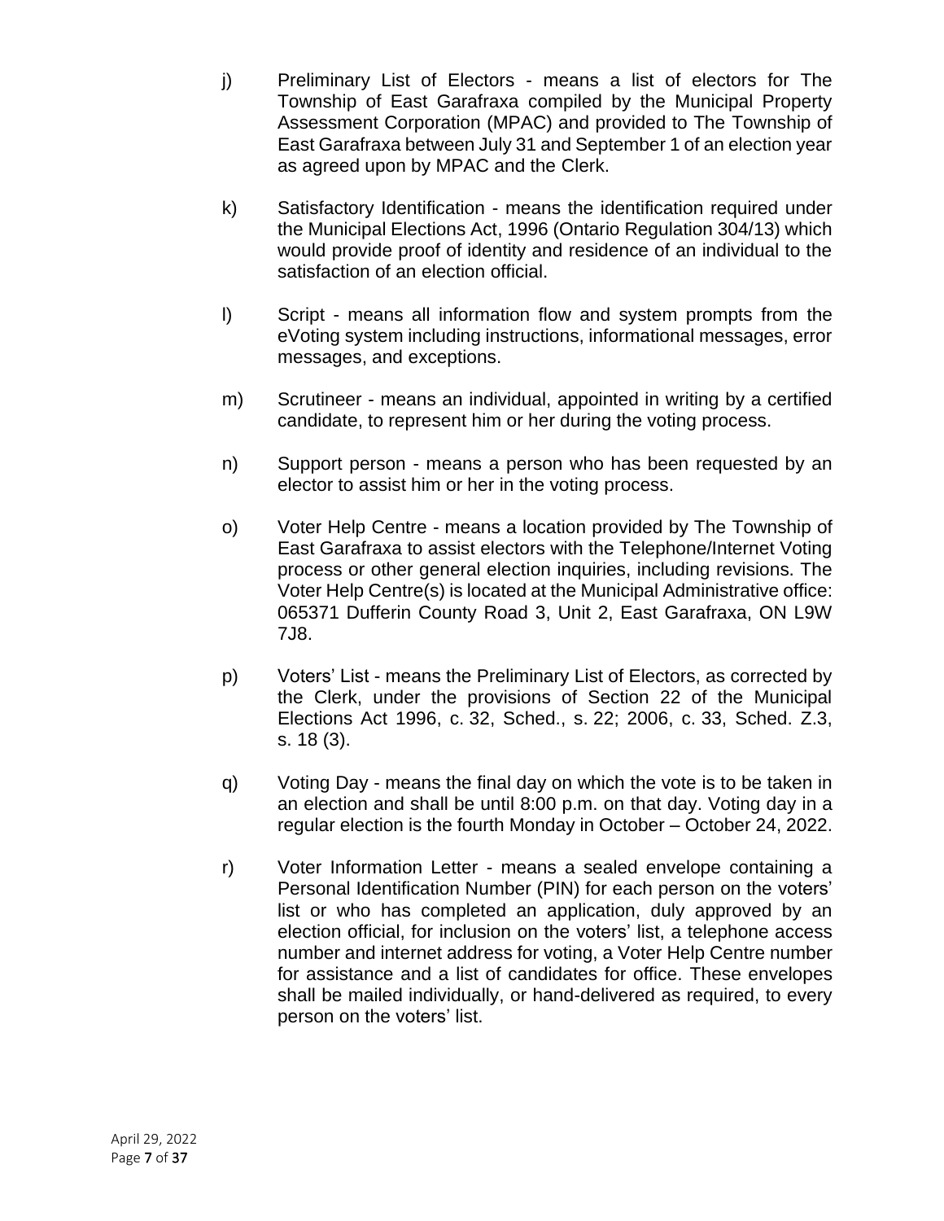j) Preliminary List of Electors - means a list of electors for The Township of East Garafraxa compiled by the Municipal Property Assessment Corporation (MPAC) and provided to The Township of East Garafraxa between July 31 and September 1 of an election year as agreed upon by MPAC and the Clerk.

k) Satisfactory Identification - means the identification required under the Municipal Elections Act, 1996 (Ontario Regulation 304/13) which would provide proof of identity and residence of an individual to the satisfaction of an election official.

l) Script - means all information flow and system prompts from the eVoting system including instructions, informational messages, error messages, and exceptions.

m) Scrutineer - means an individual, appointed in writing by a certified candidate, to represent him or her during the voting process.

n) Support person - means a person who has been requested by an elector to assist him or her in the voting process.

o) Voter Help Centre - means a location provided by The Township of East Garafraxa to assist electors with the Telephone/Internet Voting process or other general election inquiries, including revisions. The Voter Help Centre(s) is located at the Municipal Administrative office: 065371 Dufferin County Road 3, Unit 2, East Garafraxa, ON L9W 7J8.

p) Voters' List - means the Preliminary List of Electors, as corrected by the Clerk, under the provisions of Section 22 of the Municipal Elections Act 1996, c. 32, Sched., s. 22; 2006, c. 33, Sched. Z.3, s. 18 (3).

q) Voting Day - means the final day on which the vote is to be taken in an election and shall be until 8:00 p.m. on that day. Voting day in a regular election is the fourth Monday in October – October 24, 2022.

r) Voter Information Letter - means a sealed envelope containing a Personal Identification Number (PIN) for each person on the voters' list or who has completed an application, duly approved by an election official, for inclusion on the voters' list, a telephone access number and internet address for voting, a Voter Help Centre number for assistance and a list of candidates for office. These envelopes shall be mailed individually, or hand-delivered as required, to every person on the voters' list.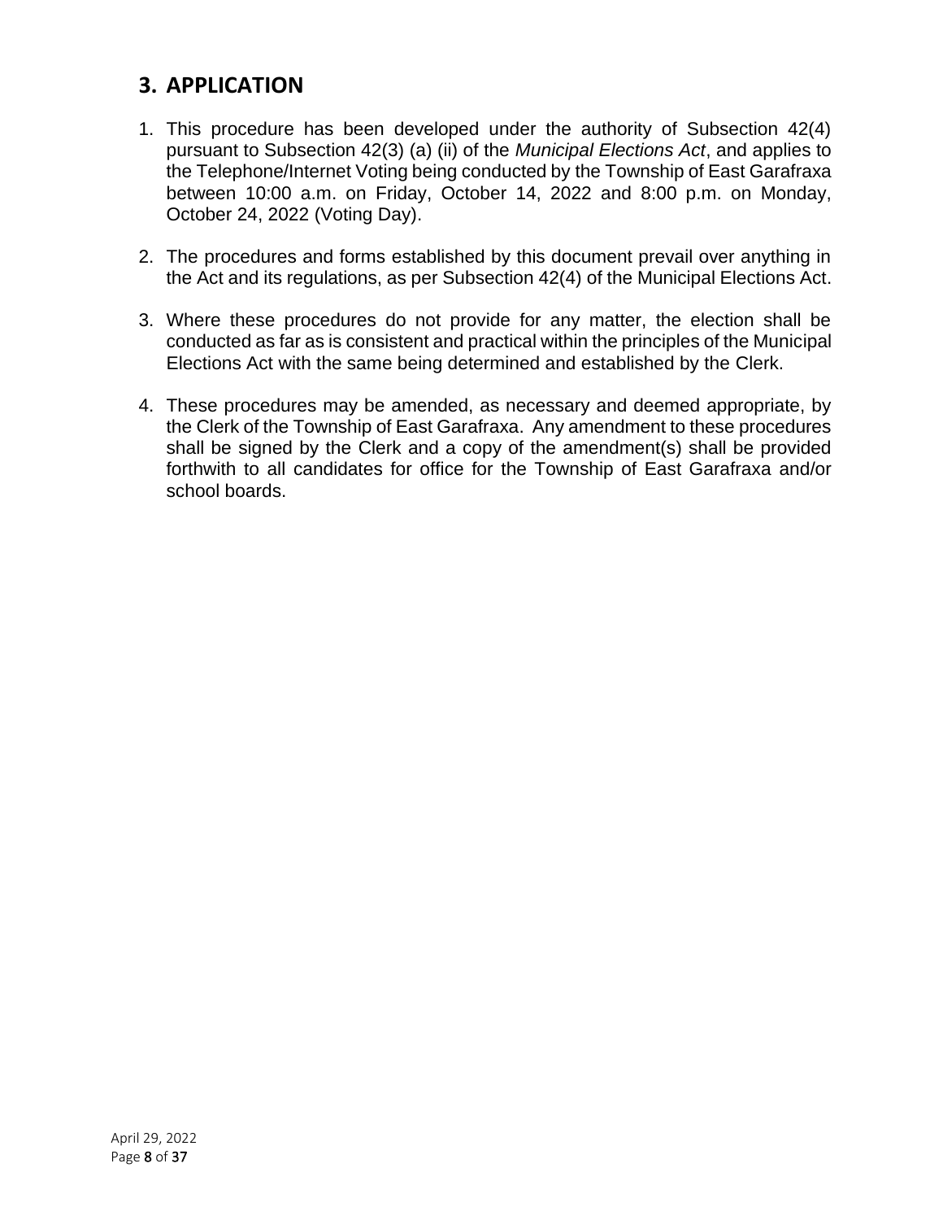## 3. APPLICATION

1. This procedure has been developed under the authority of Subsection 42(4) pursuant to Subsection 42(3) (a) (ii) of the *Municipal Elections Act*, and applies to the Telephone/Internet Voting being conducted by the Township of East Garafraxa between 10:00 a.m. on Friday, October 14, 2022 and 8:00 p.m. on Monday, October 24, 2022 (Voting Day).

2. The procedures and forms established by this document prevail over anything in the Act and its regulations, as per Subsection 42(4) of the Municipal Elections Act.

3. Where these procedures do not provide for any matter, the election shall be conducted as far as is consistent and practical within the principles of the Municipal Elections Act with the same being determined and established by the Clerk.

4. These procedures may be amended, as necessary and deemed appropriate, by the Clerk of the Township of East Garafraxa. Any amendment to these procedures shall be signed by the Clerk and a copy of the amendment(s) shall be provided forthwith to all candidates for office for the Township of East Garafraxa and/or school boards.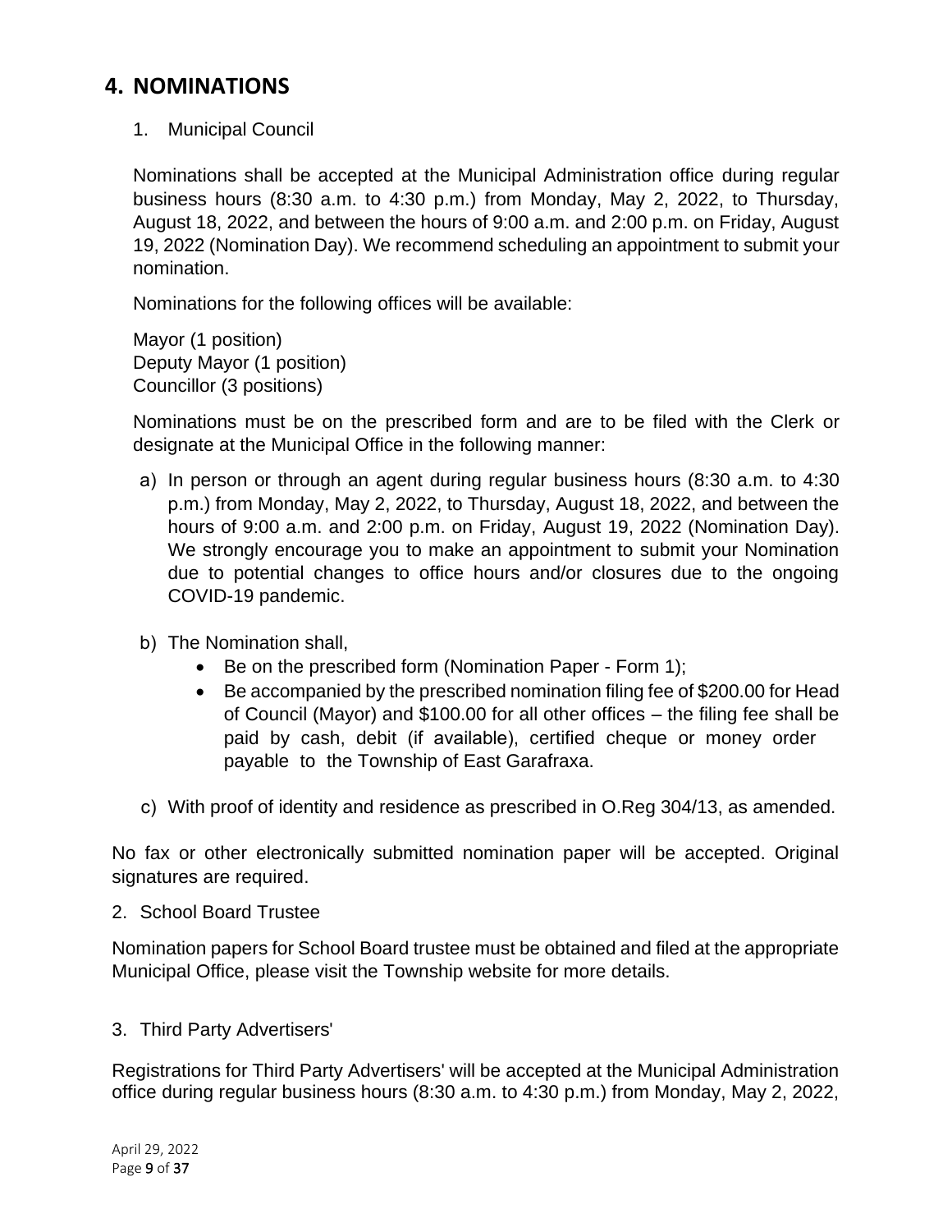# 4. NOMINATIONS

1. Municipal Council

Nominations shall be accepted at the Municipal Administration office during regular business hours (8:30 a.m. to 4:30 p.m.) from Monday, May 2, 2022, to Thursday, August 18, 2022, and between the hours of 9:00 a.m. and 2:00 p.m. on Friday, August 19, 2022 (Nomination Day). We recommend scheduling an appointment to submit your nomination.

Nominations for the following offices will be available:

Mayor (1 position)
Deputy Mayor (1 position)
Councillor (3 positions)

Nominations must be on the prescribed form and are to be filed with the Clerk or designate at the Municipal Office in the following manner:

a) In person or through an agent during regular business hours (8:30 a.m. to 4:30 p.m.) from Monday, May 2, 2022, to Thursday, August 18, 2022, and between the hours of 9:00 a.m. and 2:00 p.m. on Friday, August 19, 2022 (Nomination Day). We strongly encourage you to make an appointment to submit your Nomination due to potential changes to office hours and/or closures due to the ongoing COVID-19 pandemic.

b) The Nomination shall,
   - Be on the prescribed form (Nomination Paper - Form 1);
   - Be accompanied by the prescribed nomination filing fee of $200.00 for Head of Council (Mayor) and $100.00 for all other offices – the filing fee shall be paid by cash, debit (if available), certified cheque or money order payable to the Township of East Garafraxa.

c) With proof of identity and residence as prescribed in O.Reg 304/13, as amended.

No fax or other electronically submitted nomination paper will be accepted. Original signatures are required.

2. School Board Trustee

Nomination papers for School Board trustee must be obtained and filed at the appropriate Municipal Office, please visit the Township website for more details.

3. Third Party Advertisers'

Registrations for Third Party Advertisers' will be accepted at the Municipal Administration office during regular business hours (8:30 a.m. to 4:30 p.m.) from Monday, May 2, 2022,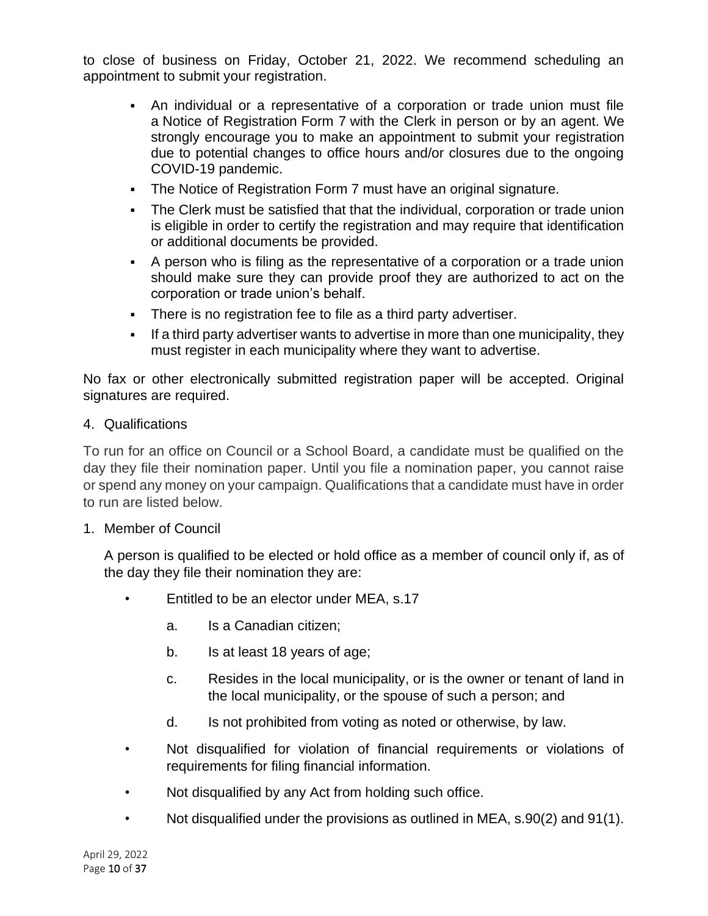to close of business on Friday, October 21, 2022. We recommend scheduling an appointment to submit your registration.

- An individual or a representative of a corporation or trade union must file a Notice of Registration Form 7 with the Clerk in person or by an agent. We strongly encourage you to make an appointment to submit your registration due to potential changes to office hours and/or closures due to the ongoing COVID-19 pandemic.
- The Notice of Registration Form 7 must have an original signature.
- The Clerk must be satisfied that that the individual, corporation or trade union is eligible in order to certify the registration and may require that identification or additional documents be provided.
- A person who is filing as the representative of a corporation or a trade union should make sure they can provide proof they are authorized to act on the corporation or trade union's behalf.
- There is no registration fee to file as a third party advertiser.
- If a third party advertiser wants to advertise in more than one municipality, they must register in each municipality where they want to advertise.

No fax or other electronically submitted registration paper will be accepted. Original signatures are required.

## 4. Qualifications

To run for an office on Council or a School Board, a candidate must be qualified on the day they file their nomination paper. Until you file a nomination paper, you cannot raise or spend any money on your campaign. Qualifications that a candidate must have in order to run are listed below.

### 1. Member of Council

A person is qualified to be elected or hold office as a member of council only if, as of the day they file their nomination they are:

- Entitled to be an elector under MEA, s.17
  - a. Is a Canadian citizen;
  - b. Is at least 18 years of age;
  - c. Resides in the local municipality, or is the owner or tenant of land in the local municipality, or the spouse of such a person; and
  - d. Is not prohibited from voting as noted or otherwise, by law.
- Not disqualified for violation of financial requirements or violations of requirements for filing financial information.
- Not disqualified by any Act from holding such office.
- Not disqualified under the provisions as outlined in MEA, s.90(2) and 91(1).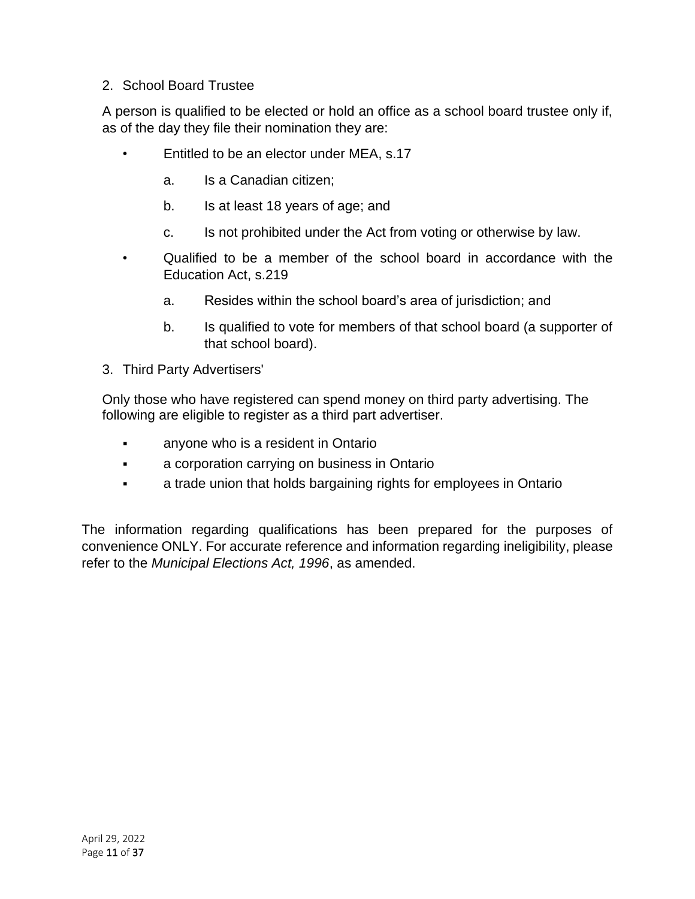2. School Board Trustee

A person is qualified to be elected or hold an office as a school board trustee only if, as of the day they file their nomination they are:

- Entitled to be an elector under MEA, s.17
  - a. Is a Canadian citizen;
  - b. Is at least 18 years of age; and
  - c. Is not prohibited under the Act from voting or otherwise by law.
- Qualified to be a member of the school board in accordance with the Education Act, s.219
  - a. Resides within the school board's area of jurisdiction; and
  - b. Is qualified to vote for members of that school board (a supporter of that school board).

3. Third Party Advertisers'

Only those who have registered can spend money on third party advertising. The following are eligible to register as a third part advertiser.

- anyone who is a resident in Ontario
- a corporation carrying on business in Ontario
- a trade union that holds bargaining rights for employees in Ontario

The information regarding qualifications has been prepared for the purposes of convenience ONLY. For accurate reference and information regarding ineligibility, please refer to the *Municipal Elections Act, 1996*, as amended.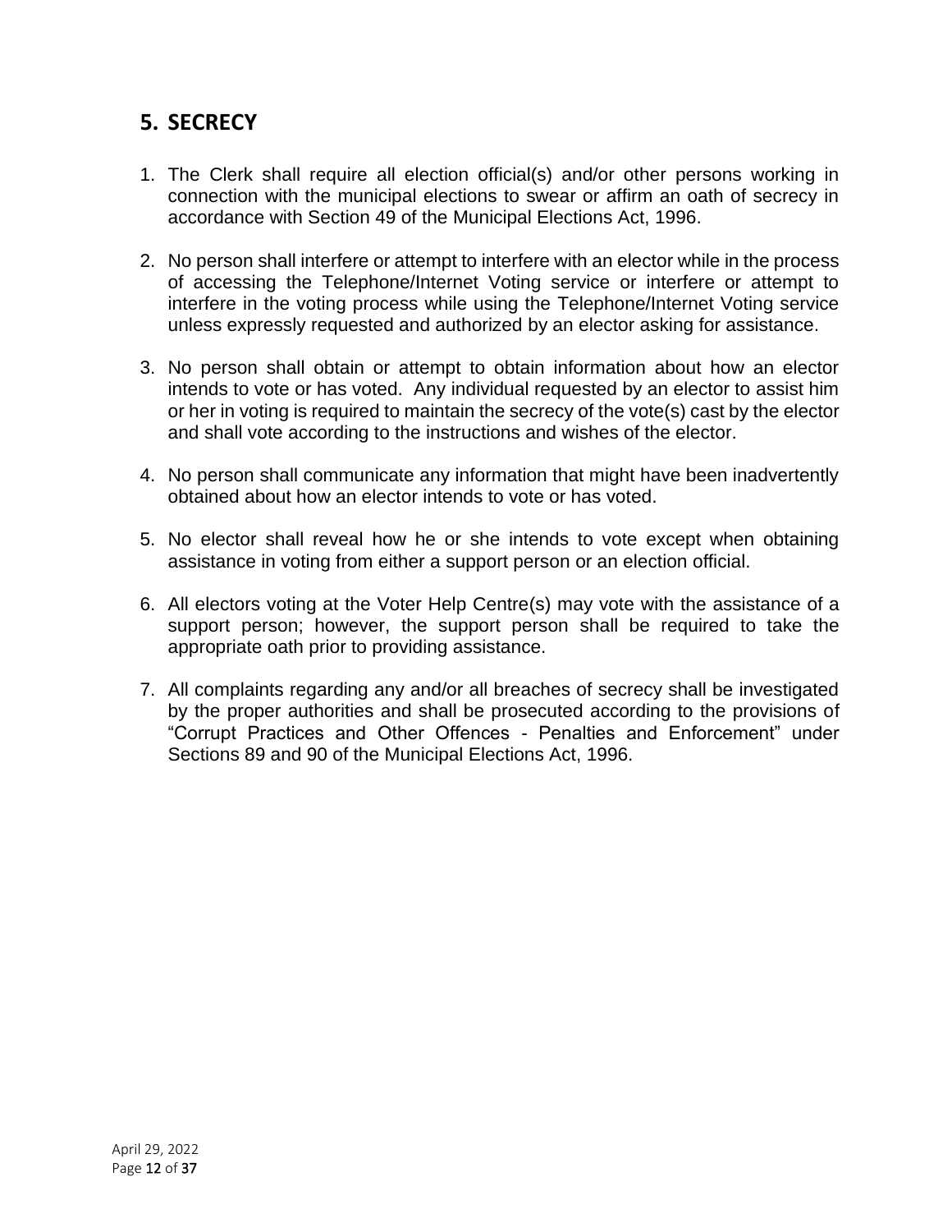## 5. SECRECY

1. The Clerk shall require all election official(s) and/or other persons working in connection with the municipal elections to swear or affirm an oath of secrecy in accordance with Section 49 of the Municipal Elections Act, 1996.

2. No person shall interfere or attempt to interfere with an elector while in the process of accessing the Telephone/Internet Voting service or interfere or attempt to interfere in the voting process while using the Telephone/Internet Voting service unless expressly requested and authorized by an elector asking for assistance.

3. No person shall obtain or attempt to obtain information about how an elector intends to vote or has voted. Any individual requested by an elector to assist him or her in voting is required to maintain the secrecy of the vote(s) cast by the elector and shall vote according to the instructions and wishes of the elector.

4. No person shall communicate any information that might have been inadvertently obtained about how an elector intends to vote or has voted.

5. No elector shall reveal how he or she intends to vote except when obtaining assistance in voting from either a support person or an election official.

6. All electors voting at the Voter Help Centre(s) may vote with the assistance of a support person; however, the support person shall be required to take the appropriate oath prior to providing assistance.

7. All complaints regarding any and/or all breaches of secrecy shall be investigated by the proper authorities and shall be prosecuted according to the provisions of "Corrupt Practices and Other Offences - Penalties and Enforcement" under Sections 89 and 90 of the Municipal Elections Act, 1996.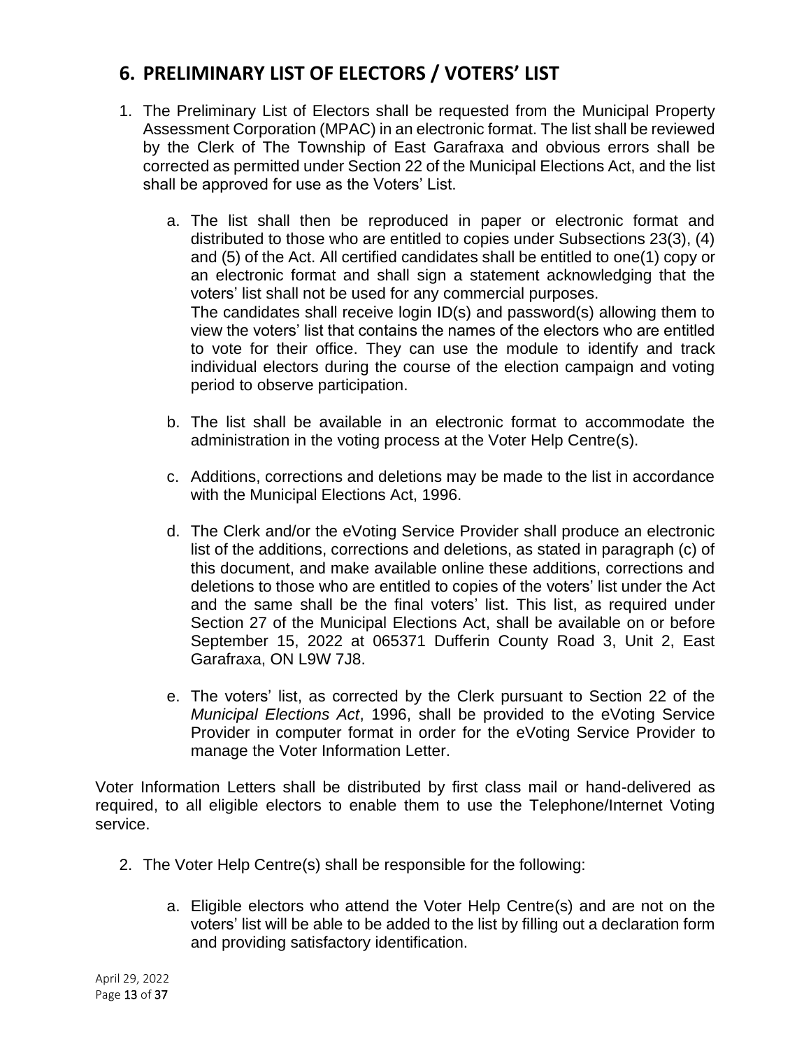## 6. PRELIMINARY LIST OF ELECTORS / VOTERS' LIST

1. The Preliminary List of Electors shall be requested from the Municipal Property Assessment Corporation (MPAC) in an electronic format. The list shall be reviewed by the Clerk of The Township of East Garafraxa and obvious errors shall be corrected as permitted under Section 22 of the Municipal Elections Act, and the list shall be approved for use as the Voters' List.

    a. The list shall then be reproduced in paper or electronic format and distributed to those who are entitled to copies under Subsections 23(3), (4) and (5) of the Act. All certified candidates shall be entitled to one(1) copy or an electronic format and shall sign a statement acknowledging that the voters' list shall not be used for any commercial purposes.
    The candidates shall receive login ID(s) and password(s) allowing them to view the voters' list that contains the names of the electors who are entitled to vote for their office. They can use the module to identify and track individual electors during the course of the election campaign and voting period to observe participation.

    b. The list shall be available in an electronic format to accommodate the administration in the voting process at the Voter Help Centre(s).

    c. Additions, corrections and deletions may be made to the list in accordance with the Municipal Elections Act, 1996.

    d. The Clerk and/or the eVoting Service Provider shall produce an electronic list of the additions, corrections and deletions, as stated in paragraph (c) of this document, and make available online these additions, corrections and deletions to those who are entitled to copies of the voters' list under the Act and the same shall be the final voters' list. This list, as required under Section 27 of the Municipal Elections Act, shall be available on or before September 15, 2022 at 065371 Dufferin County Road 3, Unit 2, East Garafraxa, ON L9W 7J8.

    e. The voters' list, as corrected by the Clerk pursuant to Section 22 of the *Municipal Elections Act*, 1996, shall be provided to the eVoting Service Provider in computer format in order for the eVoting Service Provider to manage the Voter Information Letter.

Voter Information Letters shall be distributed by first class mail or hand-delivered as required, to all eligible electors to enable them to use the Telephone/Internet Voting service.

2. The Voter Help Centre(s) shall be responsible for the following:

    a. Eligible electors who attend the Voter Help Centre(s) and are not on the voters' list will be able to be added to the list by filling out a declaration form and providing satisfactory identification.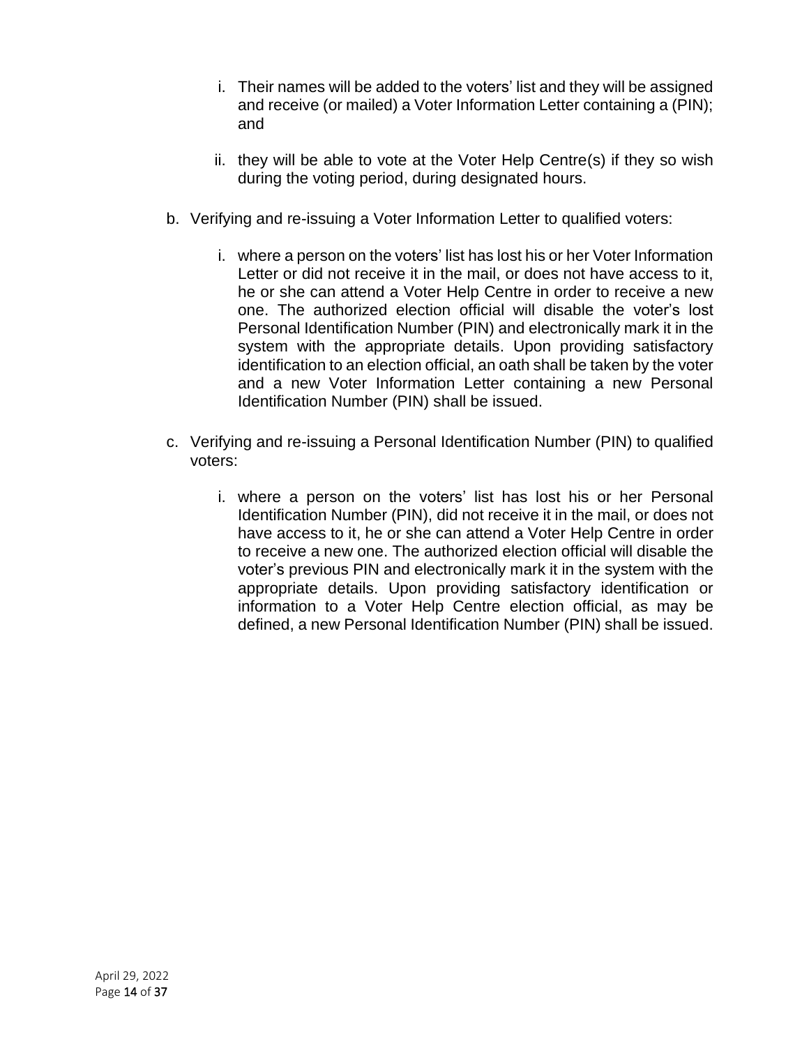i. Their names will be added to the voters' list and they will be assigned and receive (or mailed) a Voter Information Letter containing a (PIN); and

   ii. they will be able to vote at the Voter Help Centre(s) if they so wish during the voting period, during designated hours.

b. Verifying and re-issuing a Voter Information Letter to qualified voters:

   i. where a person on the voters' list has lost his or her Voter Information Letter or did not receive it in the mail, or does not have access to it, he or she can attend a Voter Help Centre in order to receive a new one. The authorized election official will disable the voter's lost Personal Identification Number (PIN) and electronically mark it in the system with the appropriate details. Upon providing satisfactory identification to an election official, an oath shall be taken by the voter and a new Voter Information Letter containing a new Personal Identification Number (PIN) shall be issued.

c. Verifying and re-issuing a Personal Identification Number (PIN) to qualified voters:

   i. where a person on the voters' list has lost his or her Personal Identification Number (PIN), did not receive it in the mail, or does not have access to it, he or she can attend a Voter Help Centre in order to receive a new one. The authorized election official will disable the voter's previous PIN and electronically mark it in the system with the appropriate details. Upon providing satisfactory identification or information to a Voter Help Centre election official, as may be defined, a new Personal Identification Number (PIN) shall be issued.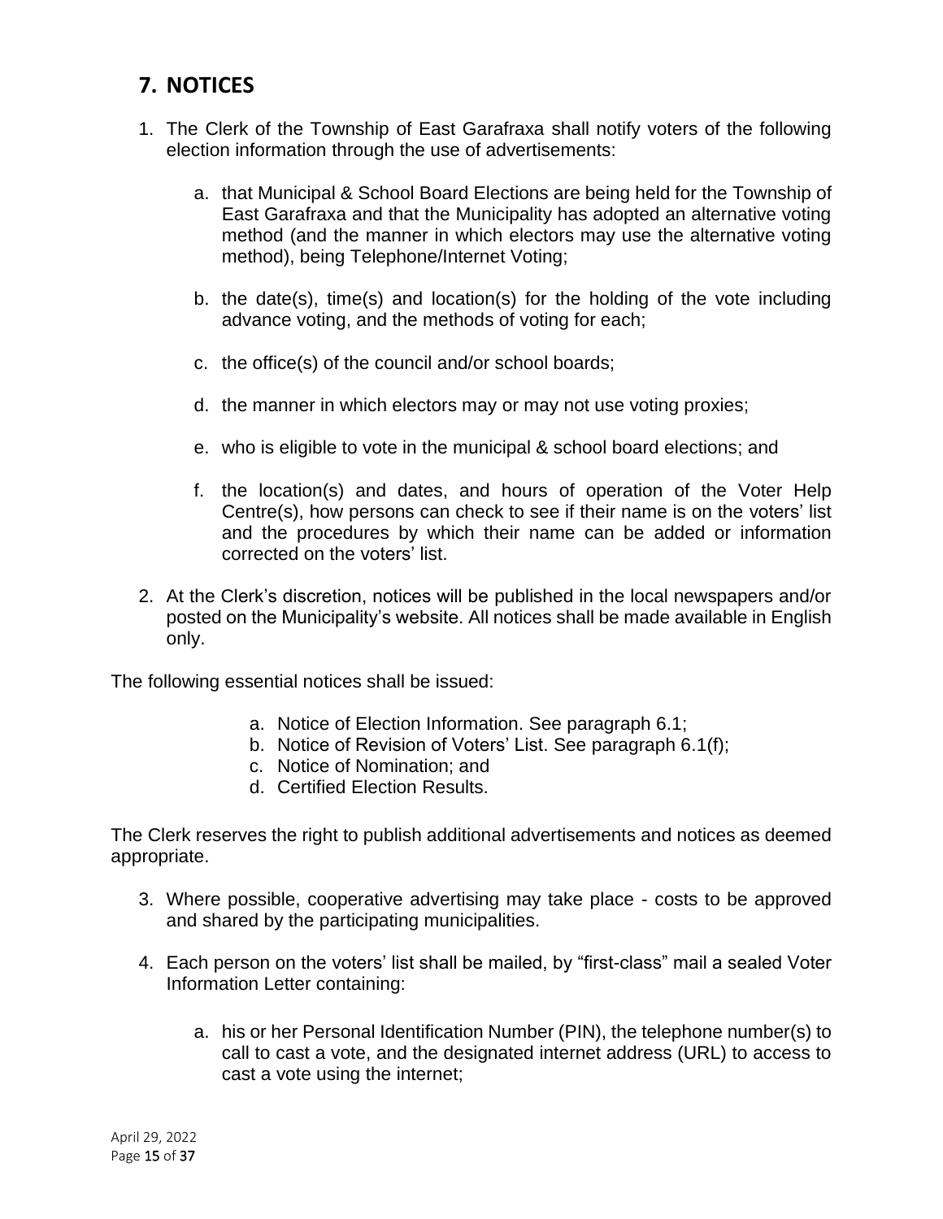## 7. NOTICES

1. The Clerk of the Township of East Garafraxa shall notify voters of the following election information through the use of advertisements:

    a. that Municipal & School Board Elections are being held for the Township of East Garafraxa and that the Municipality has adopted an alternative voting method (and the manner in which electors may use the alternative voting method), being Telephone/Internet Voting;

    b. the date(s), time(s) and location(s) for the holding of the vote including advance voting, and the methods of voting for each;

    c. the office(s) of the council and/or school boards;

    d. the manner in which electors may or may not use voting proxies;

    e. who is eligible to vote in the municipal & school board elections; and

    f. the location(s) and dates, and hours of operation of the Voter Help Centre(s), how persons can check to see if their name is on the voters' list and the procedures by which their name can be added or information corrected on the voters' list.

2. At the Clerk's discretion, notices will be published in the local newspapers and/or posted on the Municipality's website. All notices shall be made available in English only.

The following essential notices shall be issued:

a. Notice of Election Information. See paragraph 6.1;
b. Notice of Revision of Voters' List. See paragraph 6.1(f);
c. Notice of Nomination; and
d. Certified Election Results.

The Clerk reserves the right to publish additional advertisements and notices as deemed appropriate.

3. Where possible, cooperative advertising may take place - costs to be approved and shared by the participating municipalities.

4. Each person on the voters' list shall be mailed, by "first-class" mail a sealed Voter Information Letter containing:

    a. his or her Personal Identification Number (PIN), the telephone number(s) to call to cast a vote, and the designated internet address (URL) to access to cast a vote using the internet;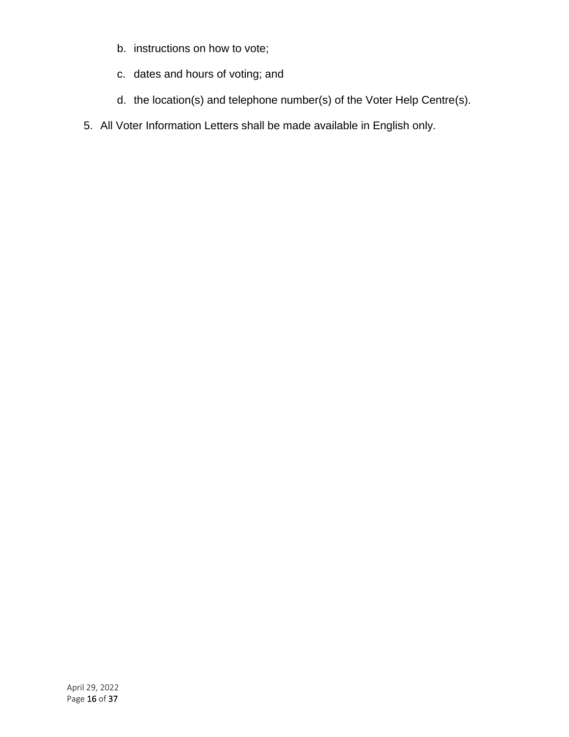b. instructions on how to vote;

   c. dates and hours of voting; and

   d. the location(s) and telephone number(s) of the Voter Help Centre(s).

5. All Voter Information Letters shall be made available in English only.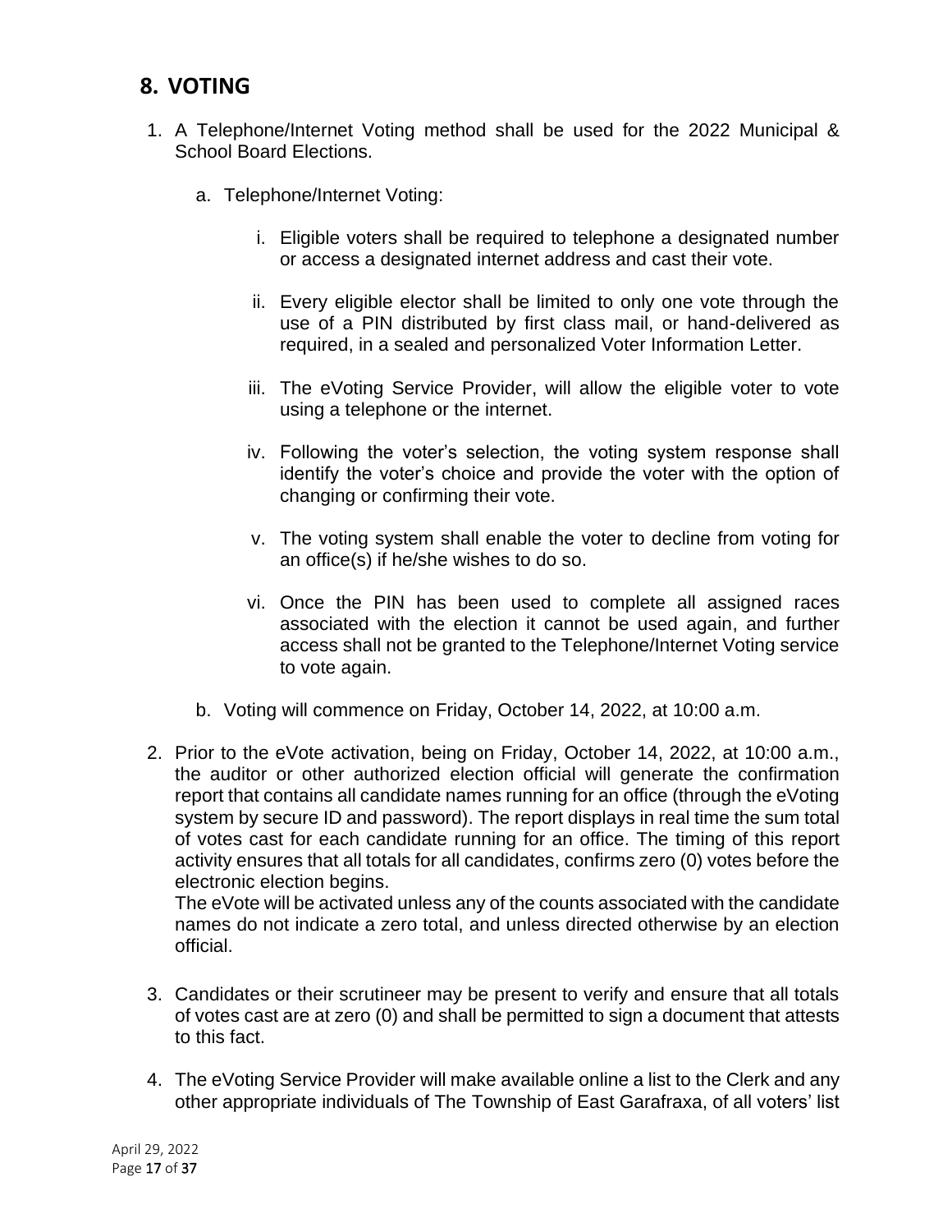## 8. VOTING

1. A Telephone/Internet Voting method shall be used for the 2022 Municipal & School Board Elections.

   a. Telephone/Internet Voting:

      i. Eligible voters shall be required to telephone a designated number or access a designated internet address and cast their vote.

      ii. Every eligible elector shall be limited to only one vote through the use of a PIN distributed by first class mail, or hand-delivered as required, in a sealed and personalized Voter Information Letter.

      iii. The eVoting Service Provider, will allow the eligible voter to vote using a telephone or the internet.

      iv. Following the voter's selection, the voting system response shall identify the voter's choice and provide the voter with the option of changing or confirming their vote.

      v. The voting system shall enable the voter to decline from voting for an office(s) if he/she wishes to do so.

      vi. Once the PIN has been used to complete all assigned races associated with the election it cannot be used again, and further access shall not be granted to the Telephone/Internet Voting service to vote again.

   b. Voting will commence on Friday, October 14, 2022, at 10:00 a.m.

2. Prior to the eVote activation, being on Friday, October 14, 2022, at 10:00 a.m., the auditor or other authorized election official will generate the confirmation report that contains all candidate names running for an office (through the eVoting system by secure ID and password). The report displays in real time the sum total of votes cast for each candidate running for an office. The timing of this report activity ensures that all totals for all candidates, confirms zero (0) votes before the electronic election begins.
   The eVote will be activated unless any of the counts associated with the candidate names do not indicate a zero total, and unless directed otherwise by an election official.

3. Candidates or their scrutineer may be present to verify and ensure that all totals of votes cast are at zero (0) and shall be permitted to sign a document that attests to this fact.

4. The eVoting Service Provider will make available online a list to the Clerk and any other appropriate individuals of The Township of East Garafraxa, of all voters' list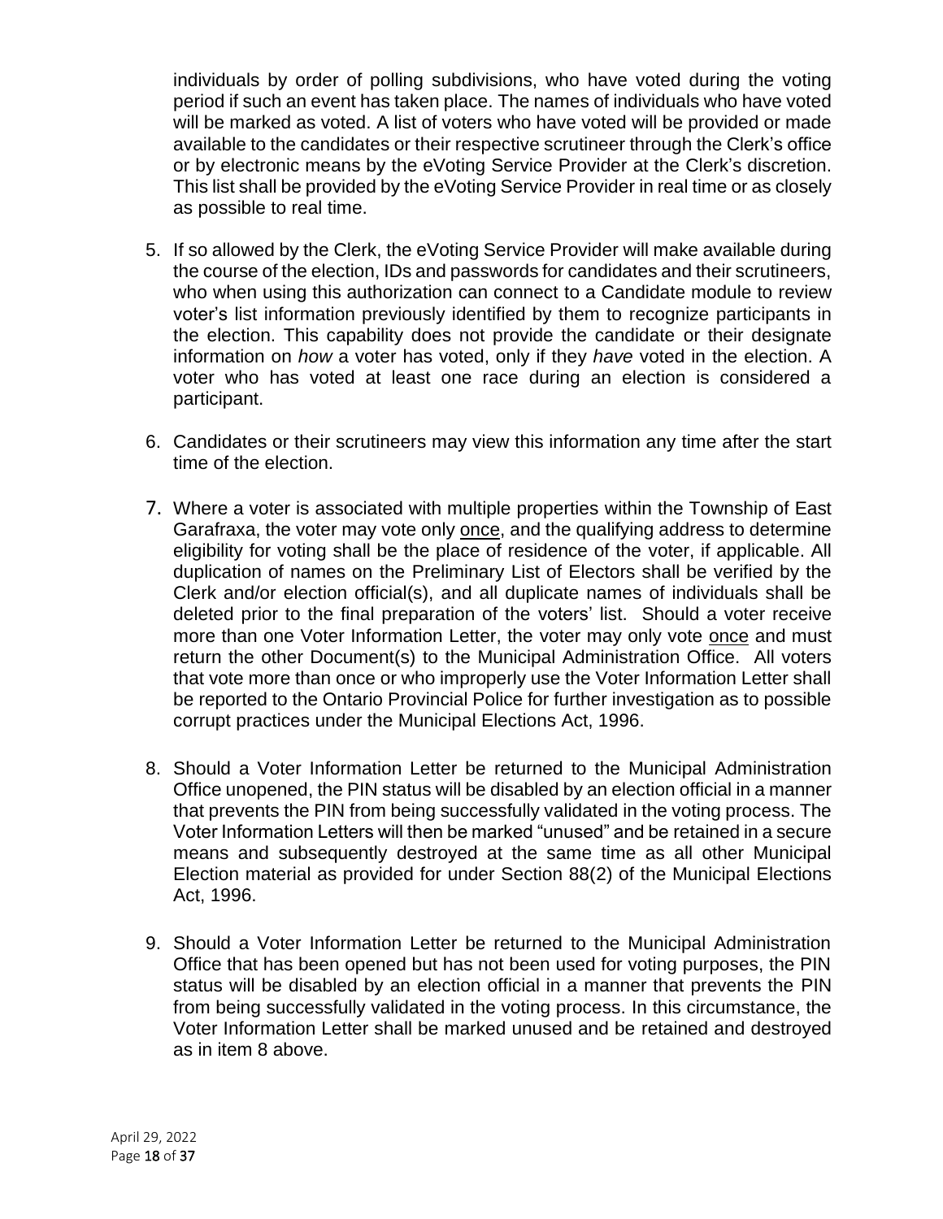individuals by order of polling subdivisions, who have voted during the voting period if such an event has taken place. The names of individuals who have voted will be marked as voted. A list of voters who have voted will be provided or made available to the candidates or their respective scrutineer through the Clerk's office or by electronic means by the eVoting Service Provider at the Clerk's discretion. This list shall be provided by the eVoting Service Provider in real time or as closely as possible to real time.

5. If so allowed by the Clerk, the eVoting Service Provider will make available during the course of the election, IDs and passwords for candidates and their scrutineers, who when using this authorization can connect to a Candidate module to review voter's list information previously identified by them to recognize participants in the election. This capability does not provide the candidate or their designate information on *how* a voter has voted, only if they *have* voted in the election. A voter who has voted at least one race during an election is considered a participant.

6. Candidates or their scrutineers may view this information any time after the start time of the election.

7. Where a voter is associated with multiple properties within the Township of East Garafraxa, the voter may vote only once, and the qualifying address to determine eligibility for voting shall be the place of residence of the voter, if applicable. All duplication of names on the Preliminary List of Electors shall be verified by the Clerk and/or election official(s), and all duplicate names of individuals shall be deleted prior to the final preparation of the voters' list. Should a voter receive more than one Voter Information Letter, the voter may only vote once and must return the other Document(s) to the Municipal Administration Office. All voters that vote more than once or who improperly use the Voter Information Letter shall be reported to the Ontario Provincial Police for further investigation as to possible corrupt practices under the Municipal Elections Act, 1996.

8. Should a Voter Information Letter be returned to the Municipal Administration Office unopened, the PIN status will be disabled by an election official in a manner that prevents the PIN from being successfully validated in the voting process. The Voter Information Letters will then be marked "unused" and be retained in a secure means and subsequently destroyed at the same time as all other Municipal Election material as provided for under Section 88(2) of the Municipal Elections Act, 1996.

9. Should a Voter Information Letter be returned to the Municipal Administration Office that has been opened but has not been used for voting purposes, the PIN status will be disabled by an election official in a manner that prevents the PIN from being successfully validated in the voting process. In this circumstance, the Voter Information Letter shall be marked unused and be retained and destroyed as in item 8 above.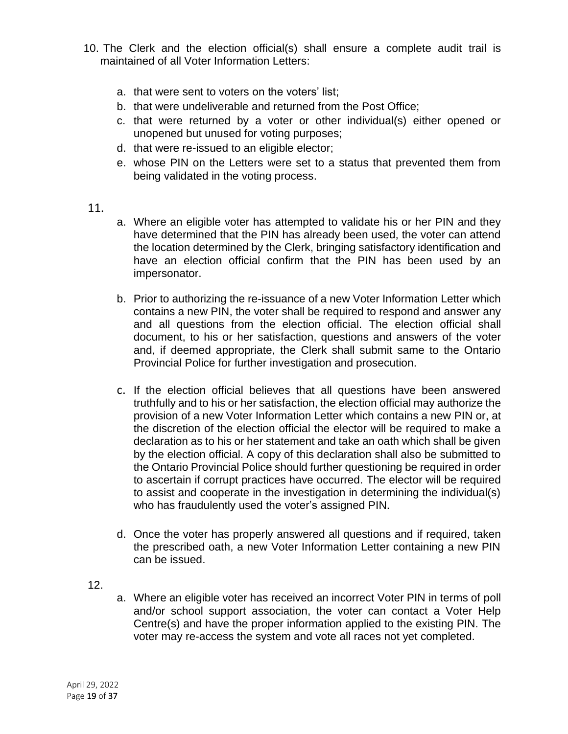10. The Clerk and the election official(s) shall ensure a complete audit trail is maintained of all Voter Information Letters:

    a. that were sent to voters on the voters' list;
    b. that were undeliverable and returned from the Post Office;
    c. that were returned by a voter or other individual(s) either opened or unopened but unused for voting purposes;
    d. that were re-issued to an eligible elector;
    e. whose PIN on the Letters were set to a status that prevented them from being validated in the voting process.

11.
    a. Where an eligible voter has attempted to validate his or her PIN and they have determined that the PIN has already been used, the voter can attend the location determined by the Clerk, bringing satisfactory identification and have an election official confirm that the PIN has been used by an impersonator.

    b. Prior to authorizing the re-issuance of a new Voter Information Letter which contains a new PIN, the voter shall be required to respond and answer any and all questions from the election official. The election official shall document, to his or her satisfaction, questions and answers of the voter and, if deemed appropriate, the Clerk shall submit same to the Ontario Provincial Police for further investigation and prosecution.

    c. If the election official believes that all questions have been answered truthfully and to his or her satisfaction, the election official may authorize the provision of a new Voter Information Letter which contains a new PIN or, at the discretion of the election official the elector will be required to make a declaration as to his or her statement and take an oath which shall be given by the election official. A copy of this declaration shall also be submitted to the Ontario Provincial Police should further questioning be required in order to ascertain if corrupt practices have occurred. The elector will be required to assist and cooperate in the investigation in determining the individual(s) who has fraudulently used the voter's assigned PIN.

    d. Once the voter has properly answered all questions and if required, taken the prescribed oath, a new Voter Information Letter containing a new PIN can be issued.

12.
    a. Where an eligible voter has received an incorrect Voter PIN in terms of poll and/or school support association, the voter can contact a Voter Help Centre(s) and have the proper information applied to the existing PIN. The voter may re-access the system and vote all races not yet completed.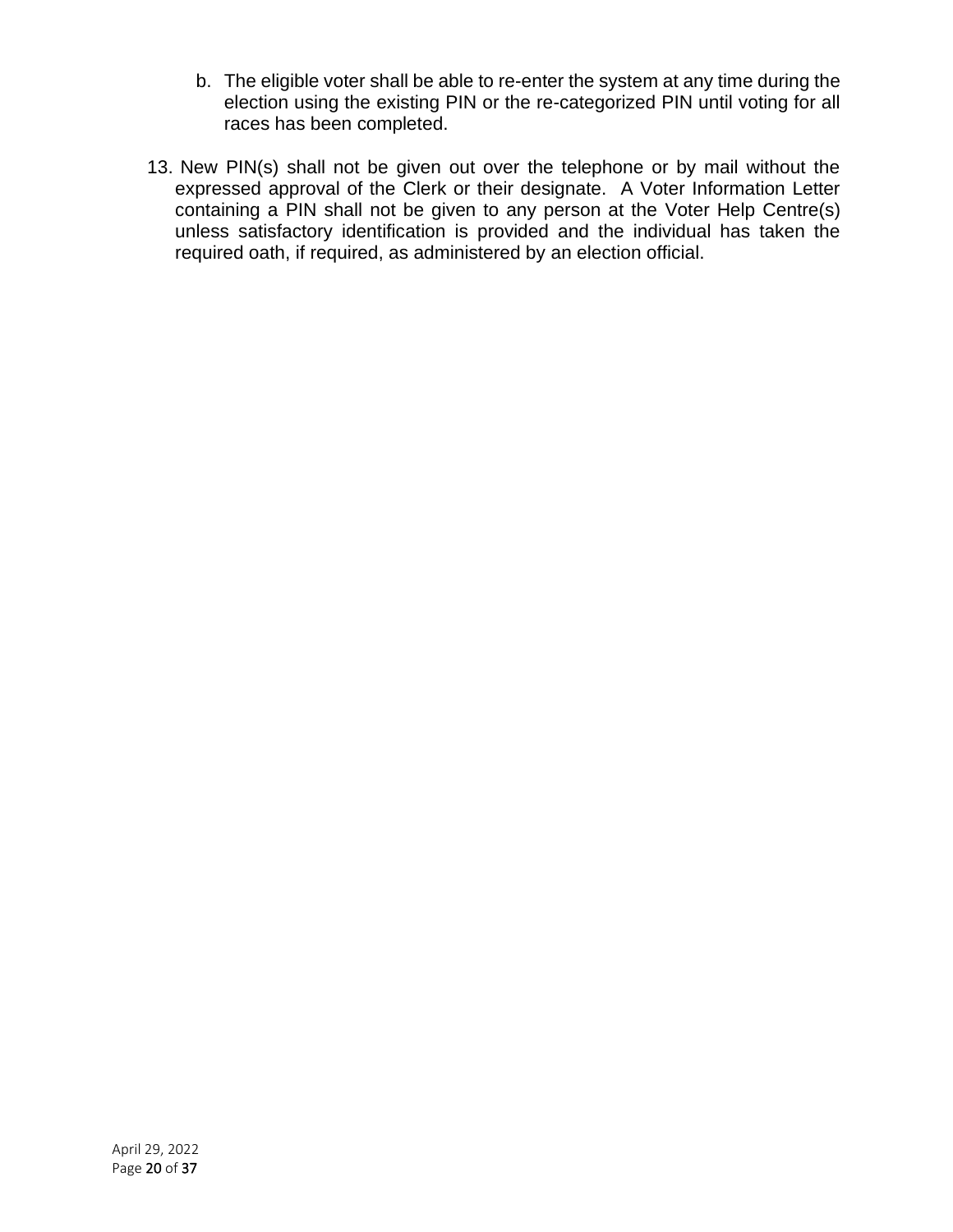b. The eligible voter shall be able to re-enter the system at any time during the election using the existing PIN or the re-categorized PIN until voting for all races has been completed.

13. New PIN(s) shall not be given out over the telephone or by mail without the expressed approval of the Clerk or their designate. A Voter Information Letter containing a PIN shall not be given to any person at the Voter Help Centre(s) unless satisfactory identification is provided and the individual has taken the required oath, if required, as administered by an election official.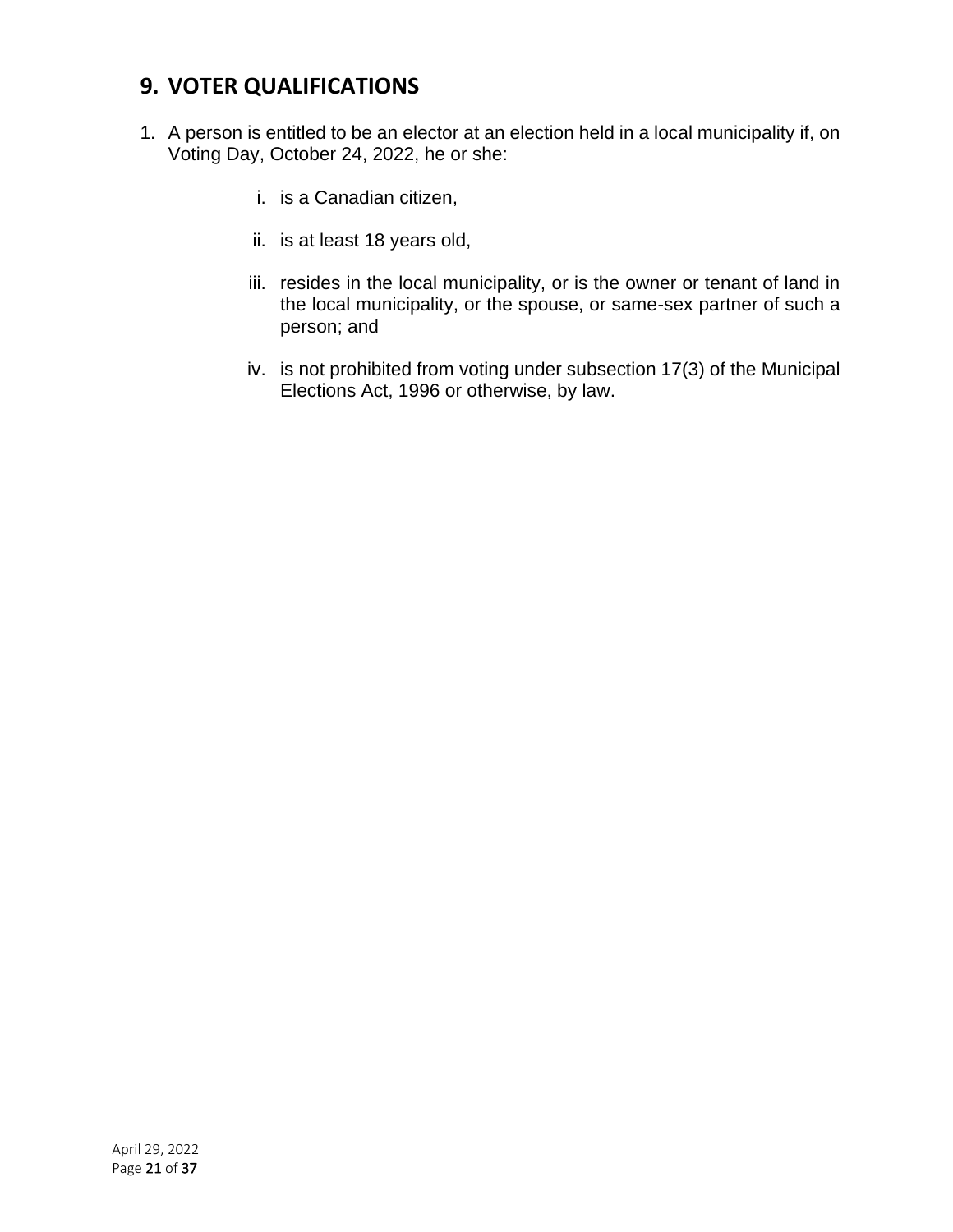## 9. VOTER QUALIFICATIONS

1. A person is entitled to be an elector at an election held in a local municipality if, on Voting Day, October 24, 2022, he or she:

    i. is a Canadian citizen,

    ii. is at least 18 years old,

    iii. resides in the local municipality, or is the owner or tenant of land in the local municipality, or the spouse, or same-sex partner of such a person; and

    iv. is not prohibited from voting under subsection 17(3) of the Municipal Elections Act, 1996 or otherwise, by law.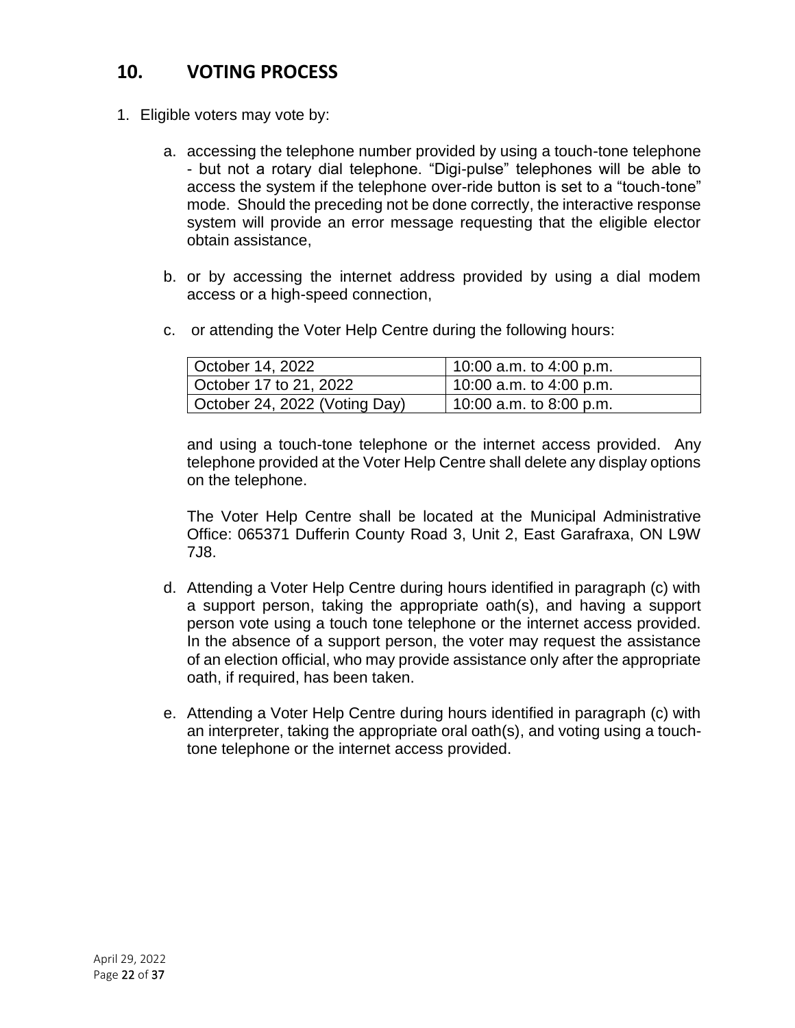## 10. VOTING PROCESS

1. Eligible voters may vote by:

    a. accessing the telephone number provided by using a touch-tone telephone - but not a rotary dial telephone. “Digi-pulse” telephones will be able to access the system if the telephone over-ride button is set to a “touch-tone” mode. Should the preceding not be done correctly, the interactive response system will provide an error message requesting that the eligible elector obtain assistance,

    b. or by accessing the internet address provided by using a dial modem access or a high-speed connection,

    c. or attending the Voter Help Centre during the following hours:

    | October 14, 2022 | 10:00 a.m. to 4:00 p.m. |
    |---|---|
    | October 17 to 21, 2022 | 10:00 a.m. to 4:00 p.m. |
    | October 24, 2022 (Voting Day) | 10:00 a.m. to 8:00 p.m. |

    and using a touch-tone telephone or the internet access provided. Any telephone provided at the Voter Help Centre shall delete any display options on the telephone.

    The Voter Help Centre shall be located at the Municipal Administrative Office: 065371 Dufferin County Road 3, Unit 2, East Garafraxa, ON L9W 7J8.

    d. Attending a Voter Help Centre during hours identified in paragraph (c) with a support person, taking the appropriate oath(s), and having a support person vote using a touch tone telephone or the internet access provided. In the absence of a support person, the voter may request the assistance of an election official, who may provide assistance only after the appropriate oath, if required, has been taken.

    e. Attending a Voter Help Centre during hours identified in paragraph (c) with an interpreter, taking the appropriate oral oath(s), and voting using a touch-tone telephone or the internet access provided.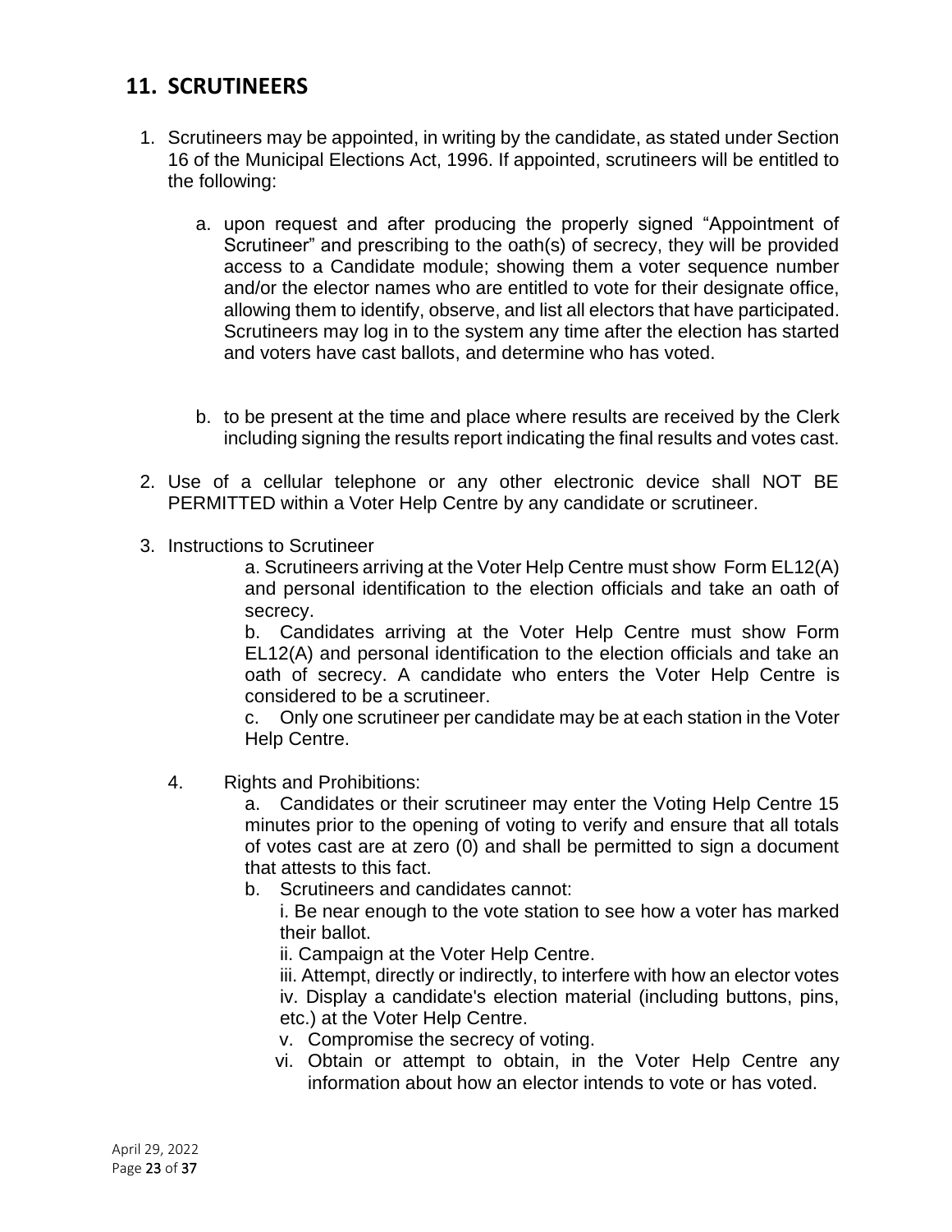## 11. SCRUTINEERS

1. Scrutineers may be appointed, in writing by the candidate, as stated under Section 16 of the Municipal Elections Act, 1996. If appointed, scrutineers will be entitled to the following:

   a. upon request and after producing the properly signed "Appointment of Scrutineer" and prescribing to the oath(s) of secrecy, they will be provided access to a Candidate module; showing them a voter sequence number and/or the elector names who are entitled to vote for their designate office, allowing them to identify, observe, and list all electors that have participated. Scrutineers may log in to the system any time after the election has started and voters have cast ballots, and determine who has voted.

   b. to be present at the time and place where results are received by the Clerk including signing the results report indicating the final results and votes cast.

2. Use of a cellular telephone or any other electronic device shall NOT BE PERMITTED within a Voter Help Centre by any candidate or scrutineer.

3. Instructions to Scrutineer

   a. Scrutineers arriving at the Voter Help Centre must show Form EL12(A) and personal identification to the election officials and take an oath of secrecy.

   b. Candidates arriving at the Voter Help Centre must show Form EL12(A) and personal identification to the election officials and take an oath of secrecy. A candidate who enters the Voter Help Centre is considered to be a scrutineer.

   c. Only one scrutineer per candidate may be at each station in the Voter Help Centre.

4. Rights and Prohibitions:

   a. Candidates or their scrutineer may enter the Voting Help Centre 15 minutes prior to the opening of voting to verify and ensure that all totals of votes cast are at zero (0) and shall be permitted to sign a document that attests to this fact.

   b. Scrutineers and candidates cannot:

      i. Be near enough to the vote station to see how a voter has marked their ballot.
      ii. Campaign at the Voter Help Centre.
      iii. Attempt, directly or indirectly, to interfere with how an elector votes
      iv. Display a candidate's election material (including buttons, pins, etc.) at the Voter Help Centre.
      v. Compromise the secrecy of voting.
      vi. Obtain or attempt to obtain, in the Voter Help Centre any information about how an elector intends to vote or has voted.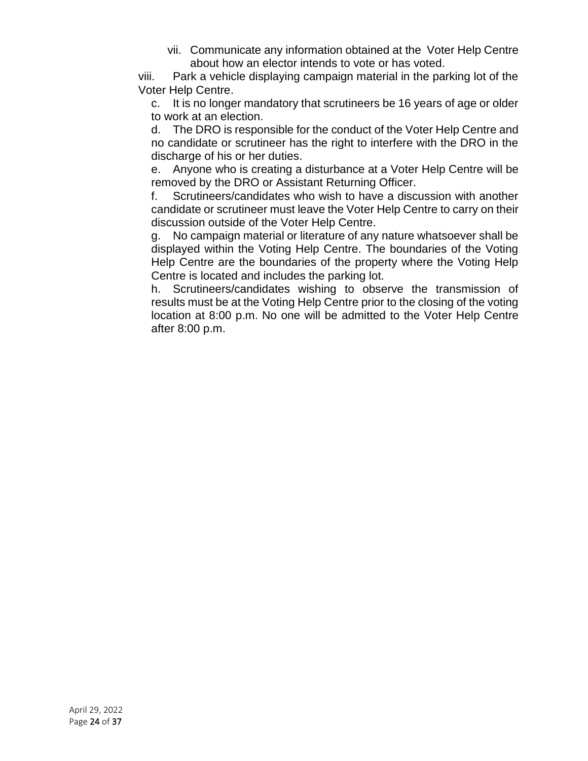vii. Communicate any information obtained at the Voter Help Centre about how an elector intends to vote or has voted.

viii. Park a vehicle displaying campaign material in the parking lot of the Voter Help Centre.

c. It is no longer mandatory that scrutineers be 16 years of age or older to work at an election.

d. The DRO is responsible for the conduct of the Voter Help Centre and no candidate or scrutineer has the right to interfere with the DRO in the discharge of his or her duties.

e. Anyone who is creating a disturbance at a Voter Help Centre will be removed by the DRO or Assistant Returning Officer.

f. Scrutineers/candidates who wish to have a discussion with another candidate or scrutineer must leave the Voter Help Centre to carry on their discussion outside of the Voter Help Centre.

g. No campaign material or literature of any nature whatsoever shall be displayed within the Voting Help Centre. The boundaries of the Voting Help Centre are the boundaries of the property where the Voting Help Centre is located and includes the parking lot.

h. Scrutineers/candidates wishing to observe the transmission of results must be at the Voting Help Centre prior to the closing of the voting location at 8:00 p.m. No one will be admitted to the Voter Help Centre after 8:00 p.m.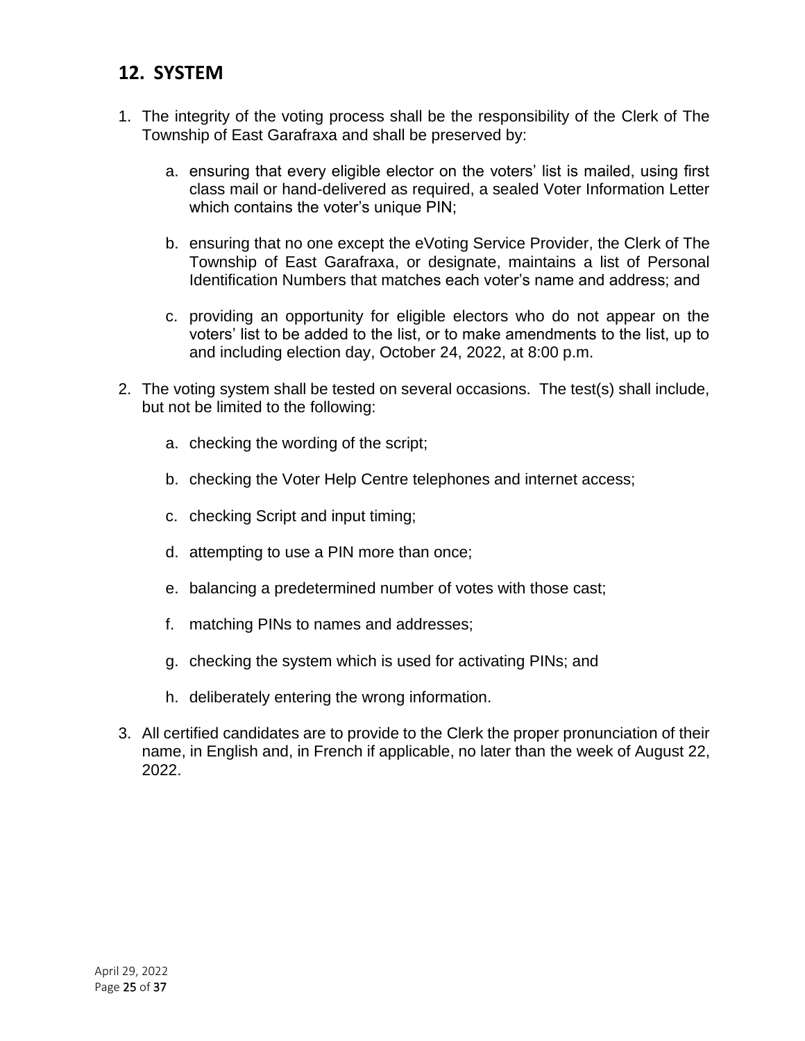## 12. SYSTEM

1. The integrity of the voting process shall be the responsibility of the Clerk of The Township of East Garafraxa and shall be preserved by:

    a. ensuring that every eligible elector on the voters' list is mailed, using first class mail or hand-delivered as required, a sealed Voter Information Letter which contains the voter's unique PIN;

    b. ensuring that no one except the eVoting Service Provider, the Clerk of The Township of East Garafraxa, or designate, maintains a list of Personal Identification Numbers that matches each voter's name and address; and

    c. providing an opportunity for eligible electors who do not appear on the voters' list to be added to the list, or to make amendments to the list, up to and including election day, October 24, 2022, at 8:00 p.m.

2. The voting system shall be tested on several occasions. The test(s) shall include, but not be limited to the following:

    a. checking the wording of the script;

    b. checking the Voter Help Centre telephones and internet access;

    c. checking Script and input timing;

    d. attempting to use a PIN more than once;

    e. balancing a predetermined number of votes with those cast;

    f. matching PINs to names and addresses;

    g. checking the system which is used for activating PINs; and

    h. deliberately entering the wrong information.

3. All certified candidates are to provide to the Clerk the proper pronunciation of their name, in English and, in French if applicable, no later than the week of August 22, 2022.

April 29, 2022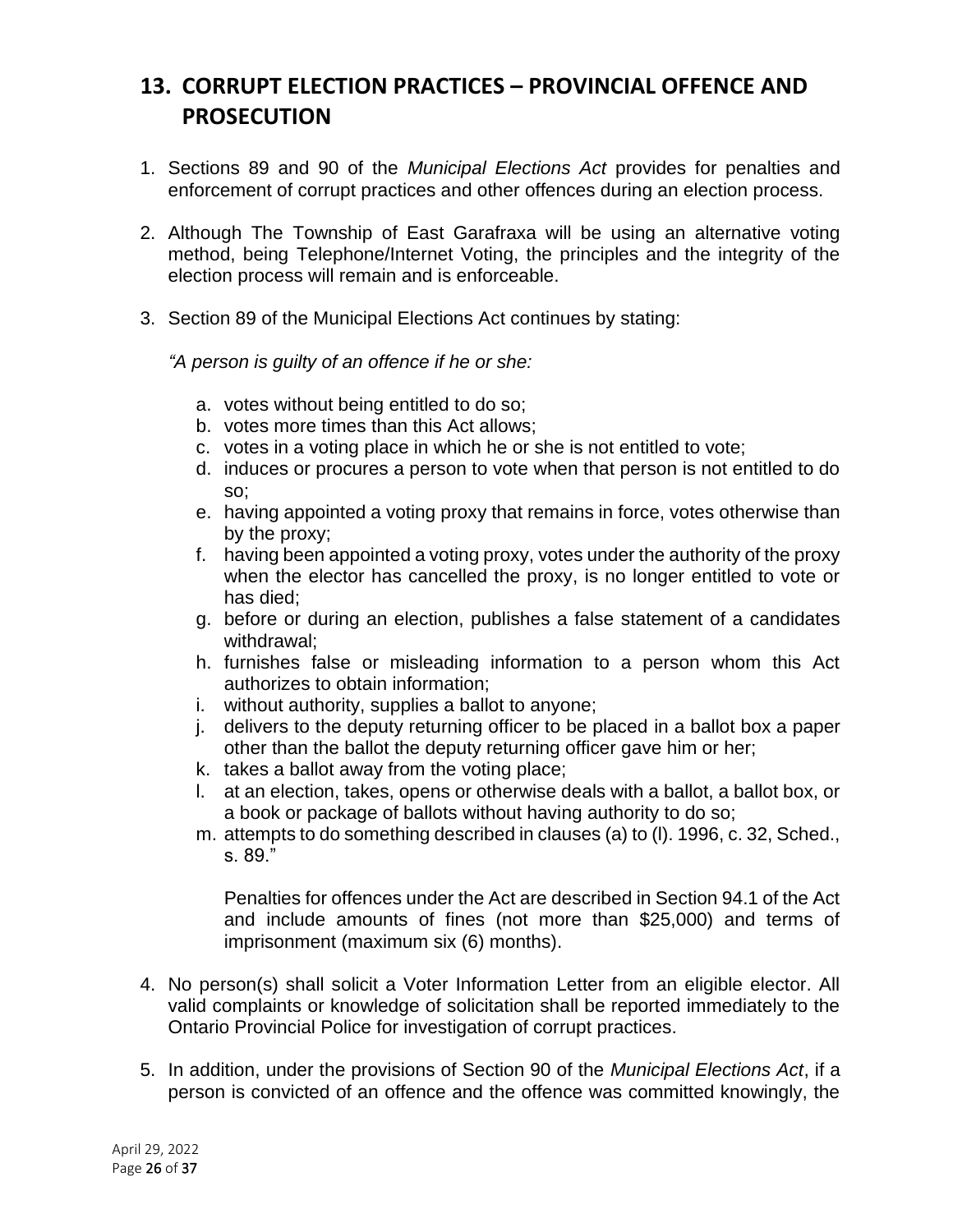## 13. CORRUPT ELECTION PRACTICES – PROVINCIAL OFFENCE AND PROSECUTION

1. Sections 89 and 90 of the *Municipal Elections Act* provides for penalties and enforcement of corrupt practices and other offences during an election process.

2. Although The Township of East Garafraxa will be using an alternative voting method, being Telephone/Internet Voting, the principles and the integrity of the election process will remain and is enforceable.

3. Section 89 of the Municipal Elections Act continues by stating:

   *"A person is guilty of an offence if he or she:*

   a. votes without being entitled to do so;
   b. votes more times than this Act allows;
   c. votes in a voting place in which he or she is not entitled to vote;
   d. induces or procures a person to vote when that person is not entitled to do so;
   e. having appointed a voting proxy that remains in force, votes otherwise than by the proxy;
   f. having been appointed a voting proxy, votes under the authority of the proxy when the elector has cancelled the proxy, is no longer entitled to vote or has died;
   g. before or during an election, publishes a false statement of a candidates withdrawal;
   h. furnishes false or misleading information to a person whom this Act authorizes to obtain information;
   i. without authority, supplies a ballot to anyone;
   j. delivers to the deputy returning officer to be placed in a ballot box a paper other than the ballot the deputy returning officer gave him or her;
   k. takes a ballot away from the voting place;
   l. at an election, takes, opens or otherwise deals with a ballot, a ballot box, or a book or package of ballots without having authority to do so;
   m. attempts to do something described in clauses (a) to (l). 1996, c. 32, Sched., s. 89."

   Penalties for offences under the Act are described in Section 94.1 of the Act and include amounts of fines (not more than $25,000) and terms of imprisonment (maximum six (6) months).

4. No person(s) shall solicit a Voter Information Letter from an eligible elector. All valid complaints or knowledge of solicitation shall be reported immediately to the Ontario Provincial Police for investigation of corrupt practices.

5. In addition, under the provisions of Section 90 of the *Municipal Elections Act*, if a person is convicted of an offence and the offence was committed knowingly, the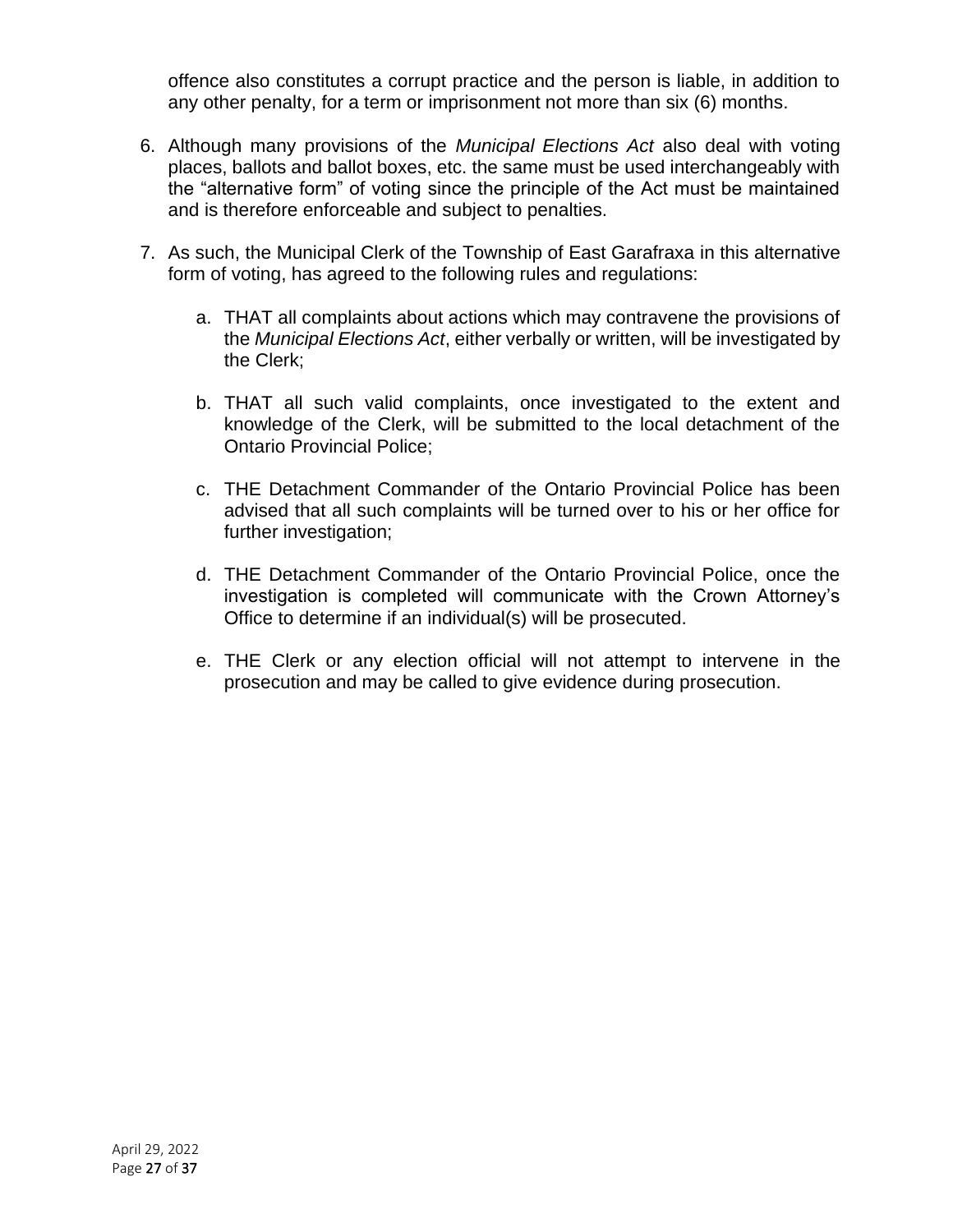offence also constitutes a corrupt practice and the person is liable, in addition to any other penalty, for a term or imprisonment not more than six (6) months.

6. Although many provisions of the *Municipal Elections Act* also deal with voting places, ballots and ballot boxes, etc. the same must be used interchangeably with the "alternative form" of voting since the principle of the Act must be maintained and is therefore enforceable and subject to penalties.

7. As such, the Municipal Clerk of the Township of East Garafraxa in this alternative form of voting, has agreed to the following rules and regulations:

   a. THAT all complaints about actions which may contravene the provisions of the *Municipal Elections Act*, either verbally or written, will be investigated by the Clerk;

   b. THAT all such valid complaints, once investigated to the extent and knowledge of the Clerk, will be submitted to the local detachment of the Ontario Provincial Police;

   c. THE Detachment Commander of the Ontario Provincial Police has been advised that all such complaints will be turned over to his or her office for further investigation;

   d. THE Detachment Commander of the Ontario Provincial Police, once the investigation is completed will communicate with the Crown Attorney's Office to determine if an individual(s) will be prosecuted.

   e. THE Clerk or any election official will not attempt to intervene in the prosecution and may be called to give evidence during prosecution.

April 29, 2022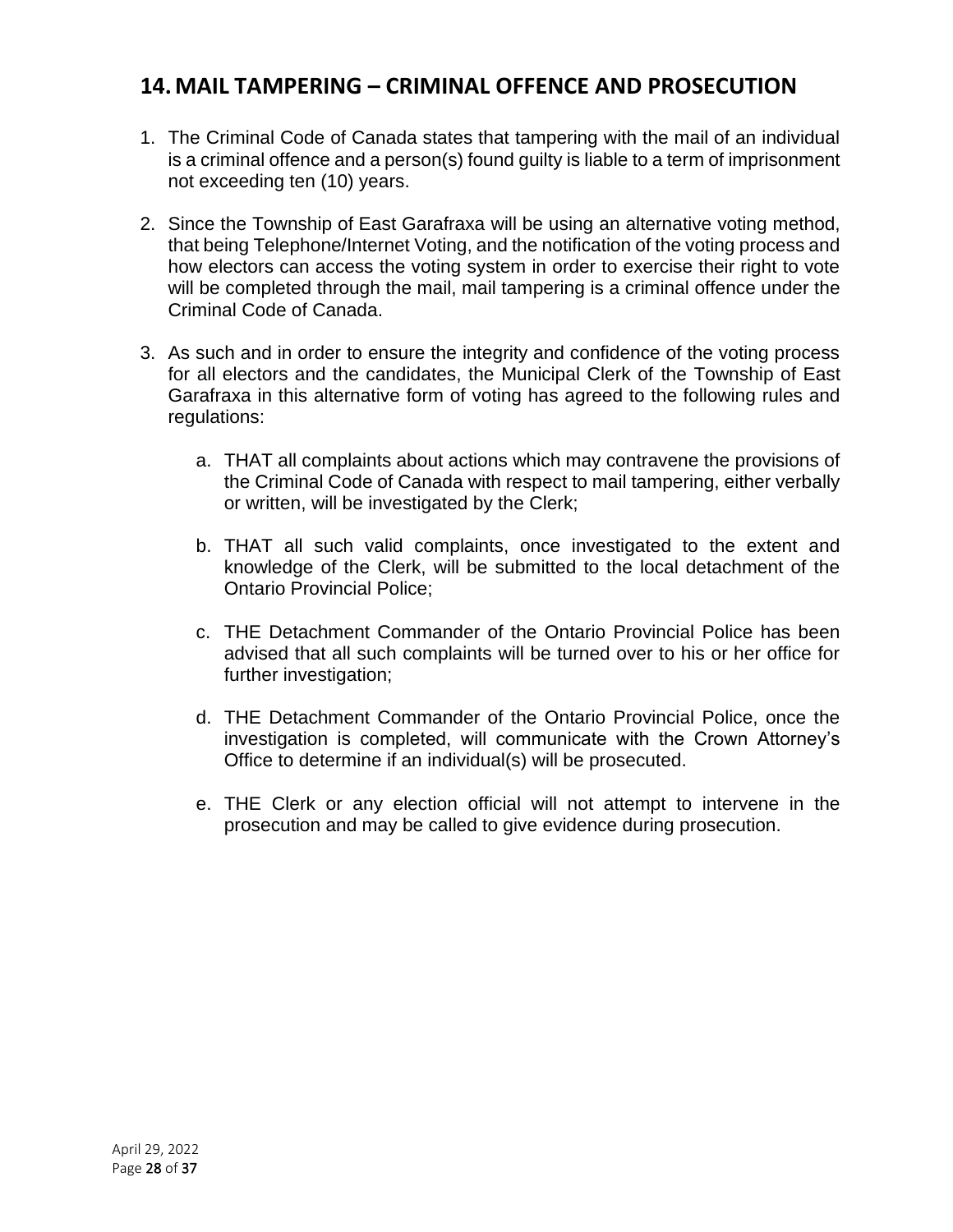## 14. MAIL TAMPERING – CRIMINAL OFFENCE AND PROSECUTION

1. The Criminal Code of Canada states that tampering with the mail of an individual is a criminal offence and a person(s) found guilty is liable to a term of imprisonment not exceeding ten (10) years.

2. Since the Township of East Garafraxa will be using an alternative voting method, that being Telephone/Internet Voting, and the notification of the voting process and how electors can access the voting system in order to exercise their right to vote will be completed through the mail, mail tampering is a criminal offence under the Criminal Code of Canada.

3. As such and in order to ensure the integrity and confidence of the voting process for all electors and the candidates, the Municipal Clerk of the Township of East Garafraxa in this alternative form of voting has agreed to the following rules and regulations:

   a. THAT all complaints about actions which may contravene the provisions of the Criminal Code of Canada with respect to mail tampering, either verbally or written, will be investigated by the Clerk;

   b. THAT all such valid complaints, once investigated to the extent and knowledge of the Clerk, will be submitted to the local detachment of the Ontario Provincial Police;

   c. THE Detachment Commander of the Ontario Provincial Police has been advised that all such complaints will be turned over to his or her office for further investigation;

   d. THE Detachment Commander of the Ontario Provincial Police, once the investigation is completed, will communicate with the Crown Attorney's Office to determine if an individual(s) will be prosecuted.

   e. THE Clerk or any election official will not attempt to intervene in the prosecution and may be called to give evidence during prosecution.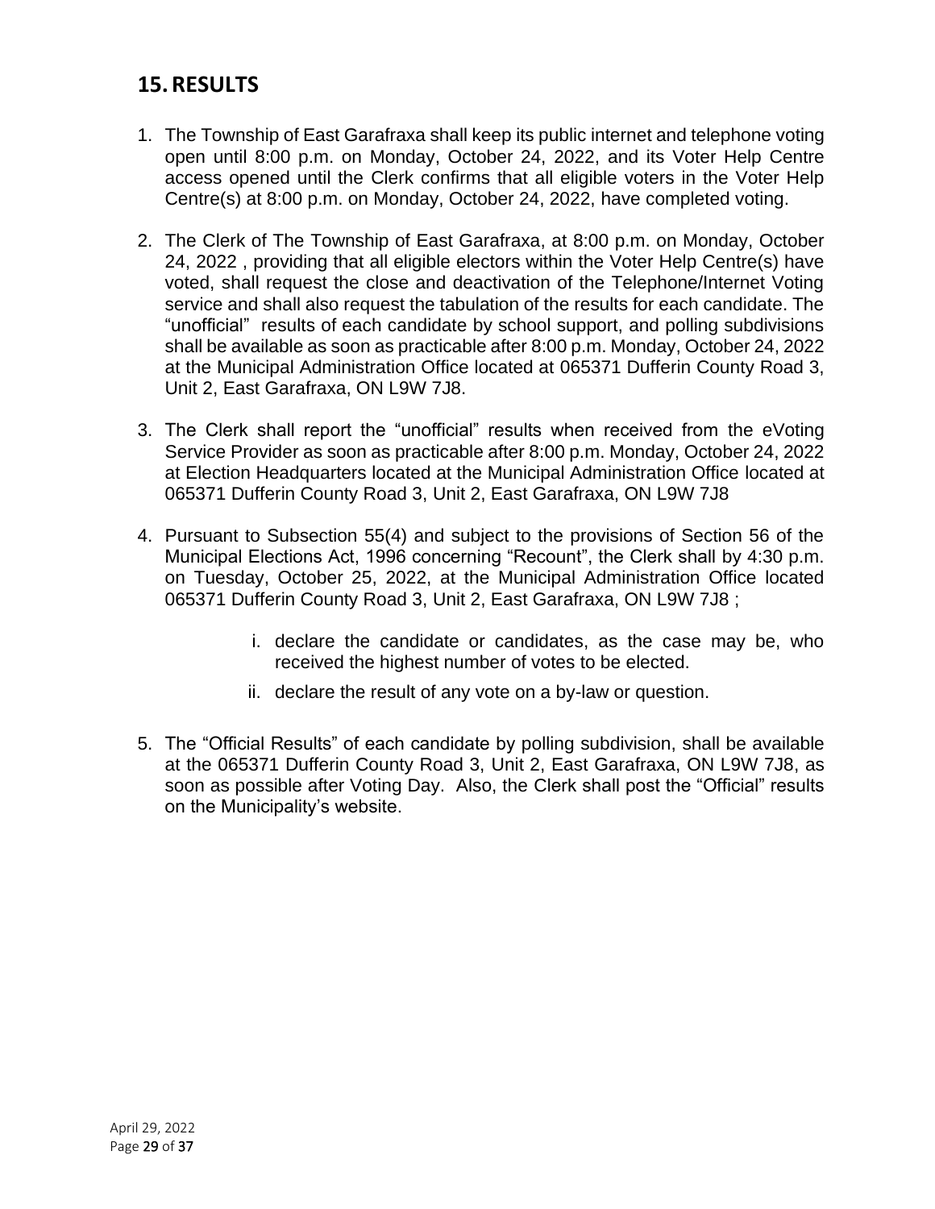## 15. RESULTS

1. The Township of East Garafraxa shall keep its public internet and telephone voting open until 8:00 p.m. on Monday, October 24, 2022, and its Voter Help Centre access opened until the Clerk confirms that all eligible voters in the Voter Help Centre(s) at 8:00 p.m. on Monday, October 24, 2022, have completed voting.

2. The Clerk of The Township of East Garafraxa, at 8:00 p.m. on Monday, October 24, 2022 , providing that all eligible electors within the Voter Help Centre(s) have voted, shall request the close and deactivation of the Telephone/Internet Voting service and shall also request the tabulation of the results for each candidate. The "unofficial" results of each candidate by school support, and polling subdivisions shall be available as soon as practicable after 8:00 p.m. Monday, October 24, 2022 at the Municipal Administration Office located at 065371 Dufferin County Road 3, Unit 2, East Garafraxa, ON L9W 7J8.

3. The Clerk shall report the "unofficial" results when received from the eVoting Service Provider as soon as practicable after 8:00 p.m. Monday, October 24, 2022 at Election Headquarters located at the Municipal Administration Office located at 065371 Dufferin County Road 3, Unit 2, East Garafraxa, ON L9W 7J8

4. Pursuant to Subsection 55(4) and subject to the provisions of Section 56 of the Municipal Elections Act, 1996 concerning "Recount", the Clerk shall by 4:30 p.m. on Tuesday, October 25, 2022, at the Municipal Administration Office located 065371 Dufferin County Road 3, Unit 2, East Garafraxa, ON L9W 7J8 ;

   i. declare the candidate or candidates, as the case may be, who received the highest number of votes to be elected.

   ii. declare the result of any vote on a by-law or question.

5. The "Official Results" of each candidate by polling subdivision, shall be available at the 065371 Dufferin County Road 3, Unit 2, East Garafraxa, ON L9W 7J8, as soon as possible after Voting Day. Also, the Clerk shall post the "Official" results on the Municipality's website.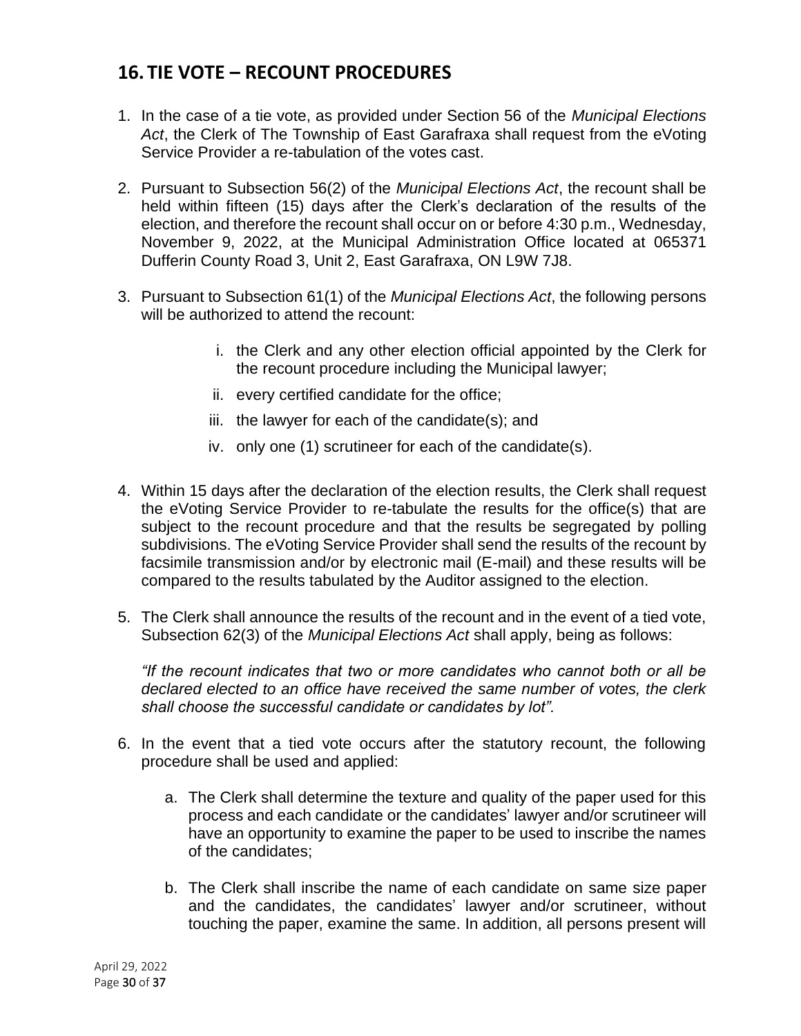## 16. TIE VOTE – RECOUNT PROCEDURES

1. In the case of a tie vote, as provided under Section 56 of the *Municipal Elections Act*, the Clerk of The Township of East Garafraxa shall request from the eVoting Service Provider a re-tabulation of the votes cast.

2. Pursuant to Subsection 56(2) of the *Municipal Elections Act*, the recount shall be held within fifteen (15) days after the Clerk's declaration of the results of the election, and therefore the recount shall occur on or before 4:30 p.m., Wednesday, November 9, 2022, at the Municipal Administration Office located at 065371 Dufferin County Road 3, Unit 2, East Garafraxa, ON L9W 7J8.

3. Pursuant to Subsection 61(1) of the *Municipal Elections Act*, the following persons will be authorized to attend the recount:

   i. the Clerk and any other election official appointed by the Clerk for the recount procedure including the Municipal lawyer;

   ii. every certified candidate for the office;

   iii. the lawyer for each of the candidate(s); and

   iv. only one (1) scrutineer for each of the candidate(s).

4. Within 15 days after the declaration of the election results, the Clerk shall request the eVoting Service Provider to re-tabulate the results for the office(s) that are subject to the recount procedure and that the results be segregated by polling subdivisions. The eVoting Service Provider shall send the results of the recount by facsimile transmission and/or by electronic mail (E-mail) and these results will be compared to the results tabulated by the Auditor assigned to the election.

5. The Clerk shall announce the results of the recount and in the event of a tied vote, Subsection 62(3) of the *Municipal Elections Act* shall apply, being as follows:

   *"If the recount indicates that two or more candidates who cannot both or all be declared elected to an office have received the same number of votes, the clerk shall choose the successful candidate or candidates by lot".*

6. In the event that a tied vote occurs after the statutory recount, the following procedure shall be used and applied:

   a. The Clerk shall determine the texture and quality of the paper used for this process and each candidate or the candidates' lawyer and/or scrutineer will have an opportunity to examine the paper to be used to inscribe the names of the candidates;

   b. The Clerk shall inscribe the name of each candidate on same size paper and the candidates, the candidates' lawyer and/or scrutineer, without touching the paper, examine the same. In addition, all persons present will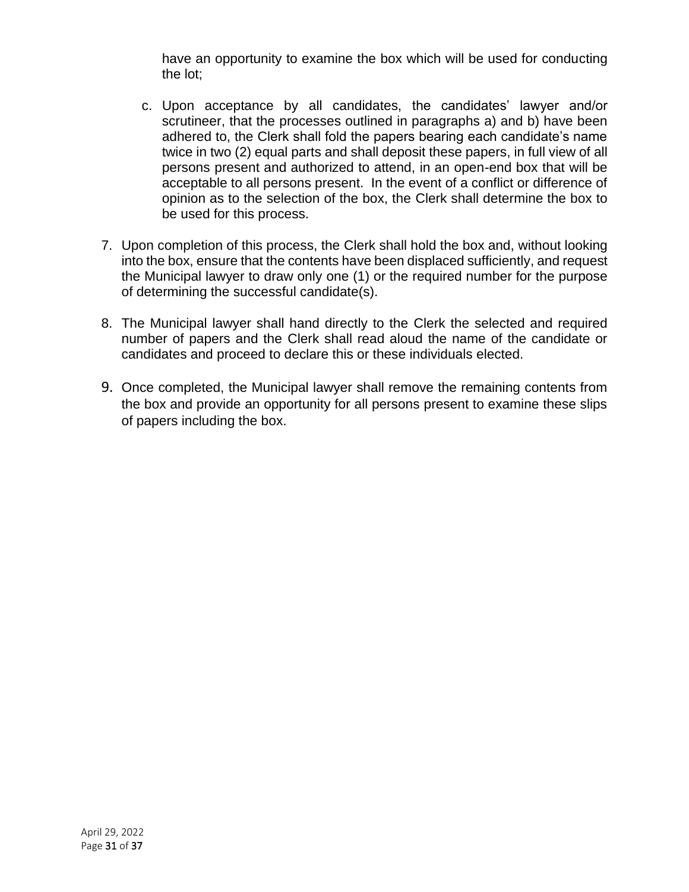have an opportunity to examine the box which will be used for conducting the lot;

c. Upon acceptance by all candidates, the candidates' lawyer and/or scrutineer, that the processes outlined in paragraphs a) and b) have been adhered to, the Clerk shall fold the papers bearing each candidate's name twice in two (2) equal parts and shall deposit these papers, in full view of all persons present and authorized to attend, in an open-end box that will be acceptable to all persons present. In the event of a conflict or difference of opinion as to the selection of the box, the Clerk shall determine the box to be used for this process.

7. Upon completion of this process, the Clerk shall hold the box and, without looking into the box, ensure that the contents have been displaced sufficiently, and request the Municipal lawyer to draw only one (1) or the required number for the purpose of determining the successful candidate(s).

8. The Municipal lawyer shall hand directly to the Clerk the selected and required number of papers and the Clerk shall read aloud the name of the candidate or candidates and proceed to declare this or these individuals elected.

9. Once completed, the Municipal lawyer shall remove the remaining contents from the box and provide an opportunity for all persons present to examine these slips of papers including the box.

April 29, 2022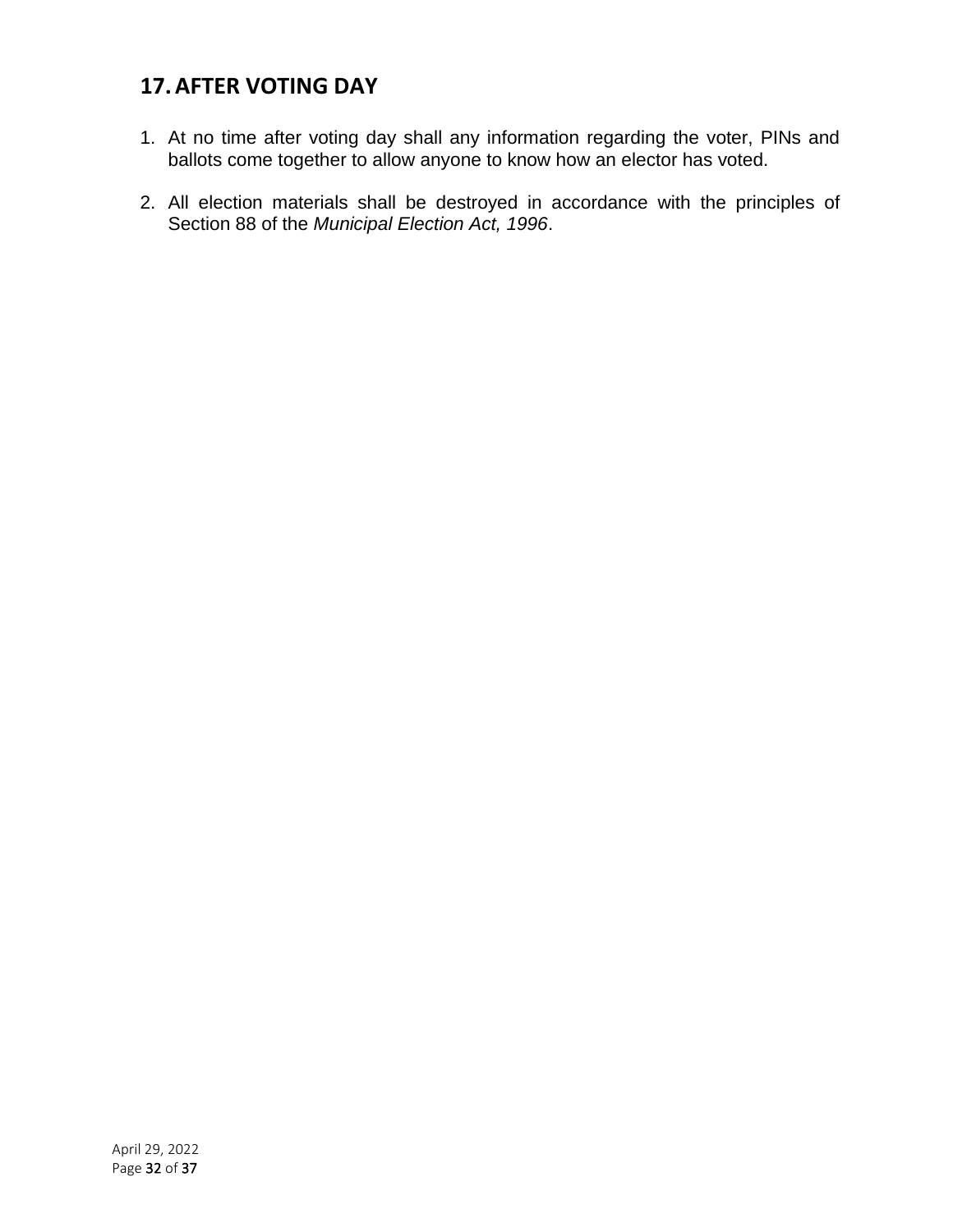## 17. AFTER VOTING DAY

1. At no time after voting day shall any information regarding the voter, PINs and ballots come together to allow anyone to know how an elector has voted.

2. All election materials shall be destroyed in accordance with the principles of Section 88 of the *Municipal Election Act, 1996*.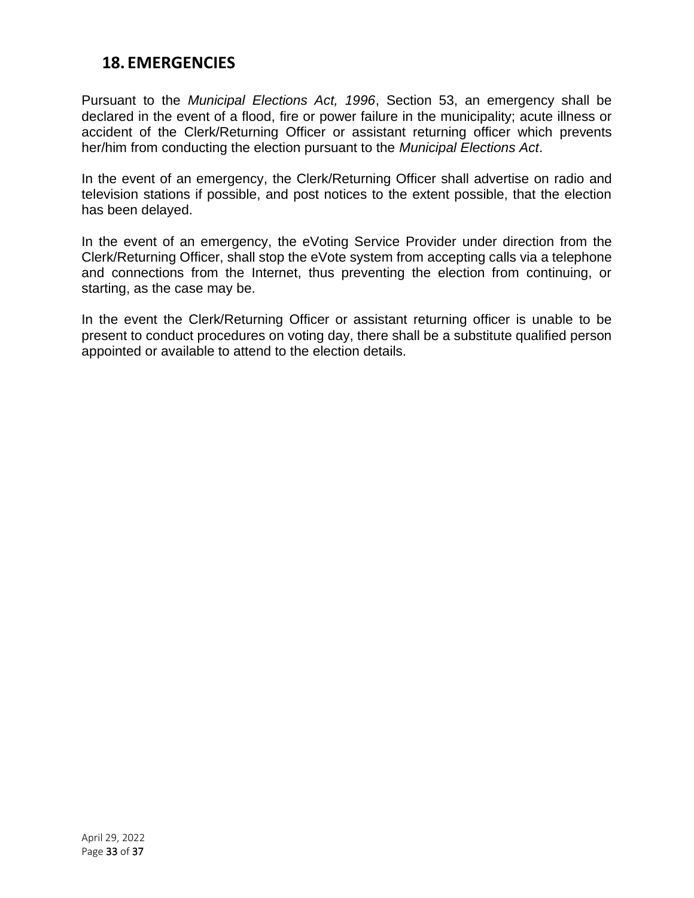## 18. EMERGENCIES

Pursuant to the *Municipal Elections Act, 1996*, Section 53, an emergency shall be declared in the event of a flood, fire or power failure in the municipality; acute illness or accident of the Clerk/Returning Officer or assistant returning officer which prevents her/him from conducting the election pursuant to the *Municipal Elections Act*.

In the event of an emergency, the Clerk/Returning Officer shall advertise on radio and television stations if possible, and post notices to the extent possible, that the election has been delayed.

In the event of an emergency, the eVoting Service Provider under direction from the Clerk/Returning Officer, shall stop the eVote system from accepting calls via a telephone and connections from the Internet, thus preventing the election from continuing, or starting, as the case may be.

In the event the Clerk/Returning Officer or assistant returning officer is unable to be present to conduct procedures on voting day, there shall be a substitute qualified person appointed or available to attend to the election details.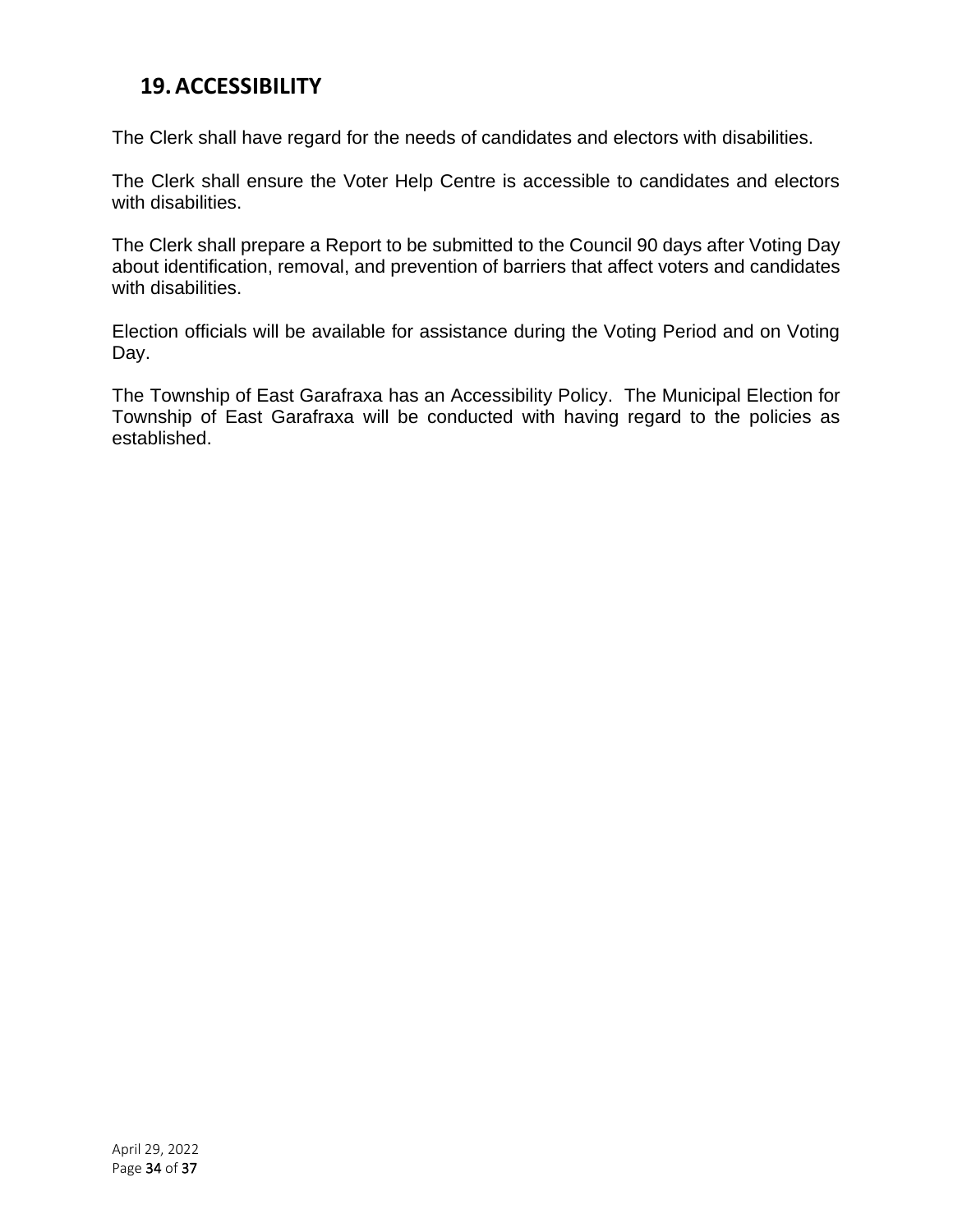## 19. ACCESSIBILITY

The Clerk shall have regard for the needs of candidates and electors with disabilities.

The Clerk shall ensure the Voter Help Centre is accessible to candidates and electors with disabilities.

The Clerk shall prepare a Report to be submitted to the Council 90 days after Voting Day about identification, removal, and prevention of barriers that affect voters and candidates with disabilities.

Election officials will be available for assistance during the Voting Period and on Voting Day.

The Township of East Garafraxa has an Accessibility Policy. The Municipal Election for Township of East Garafraxa will be conducted with having regard to the policies as established.

April 29, 2022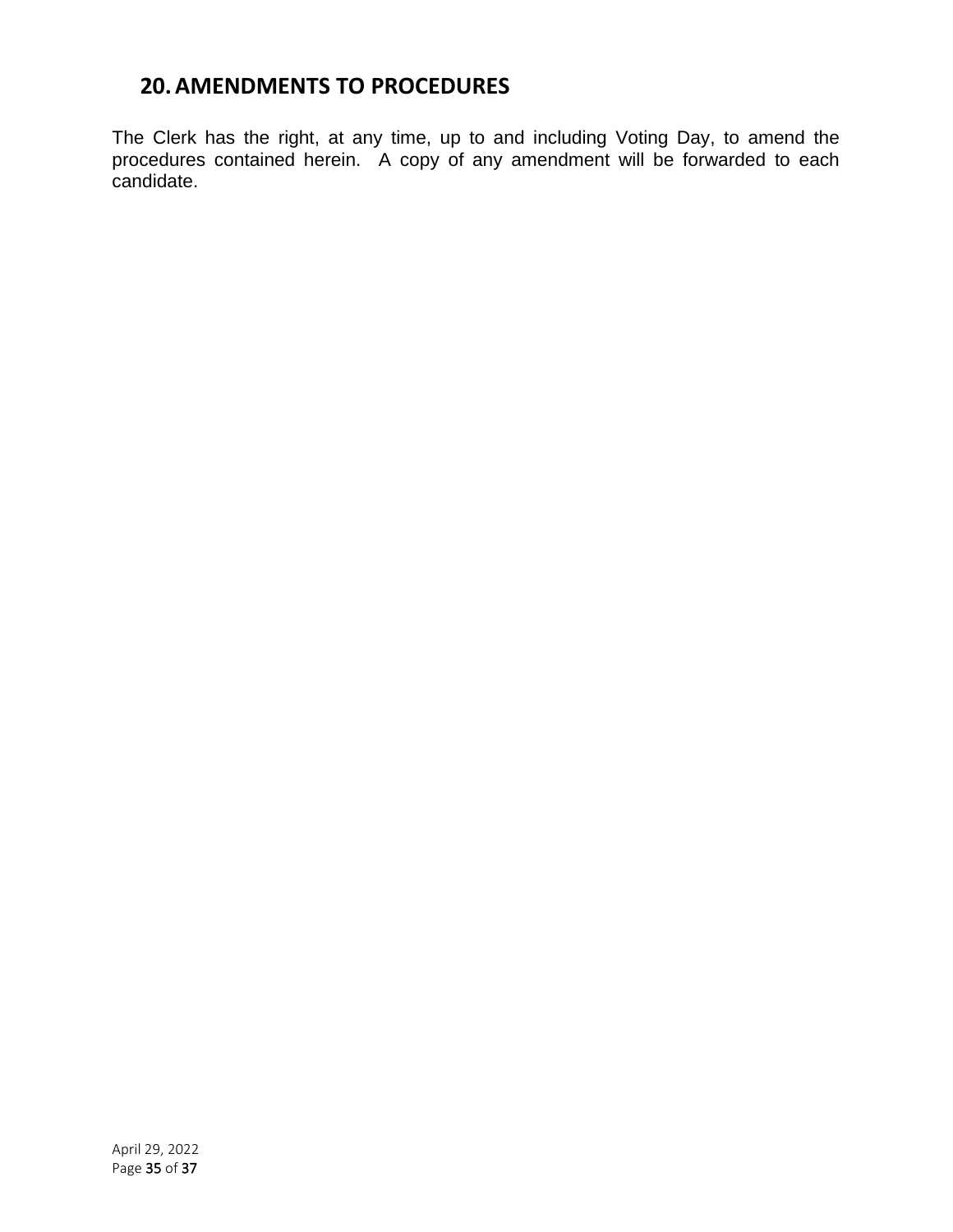## 20. AMENDMENTS TO PROCEDURES

The Clerk has the right, at any time, up to and including Voting Day, to amend the procedures contained herein. A copy of any amendment will be forwarded to each candidate.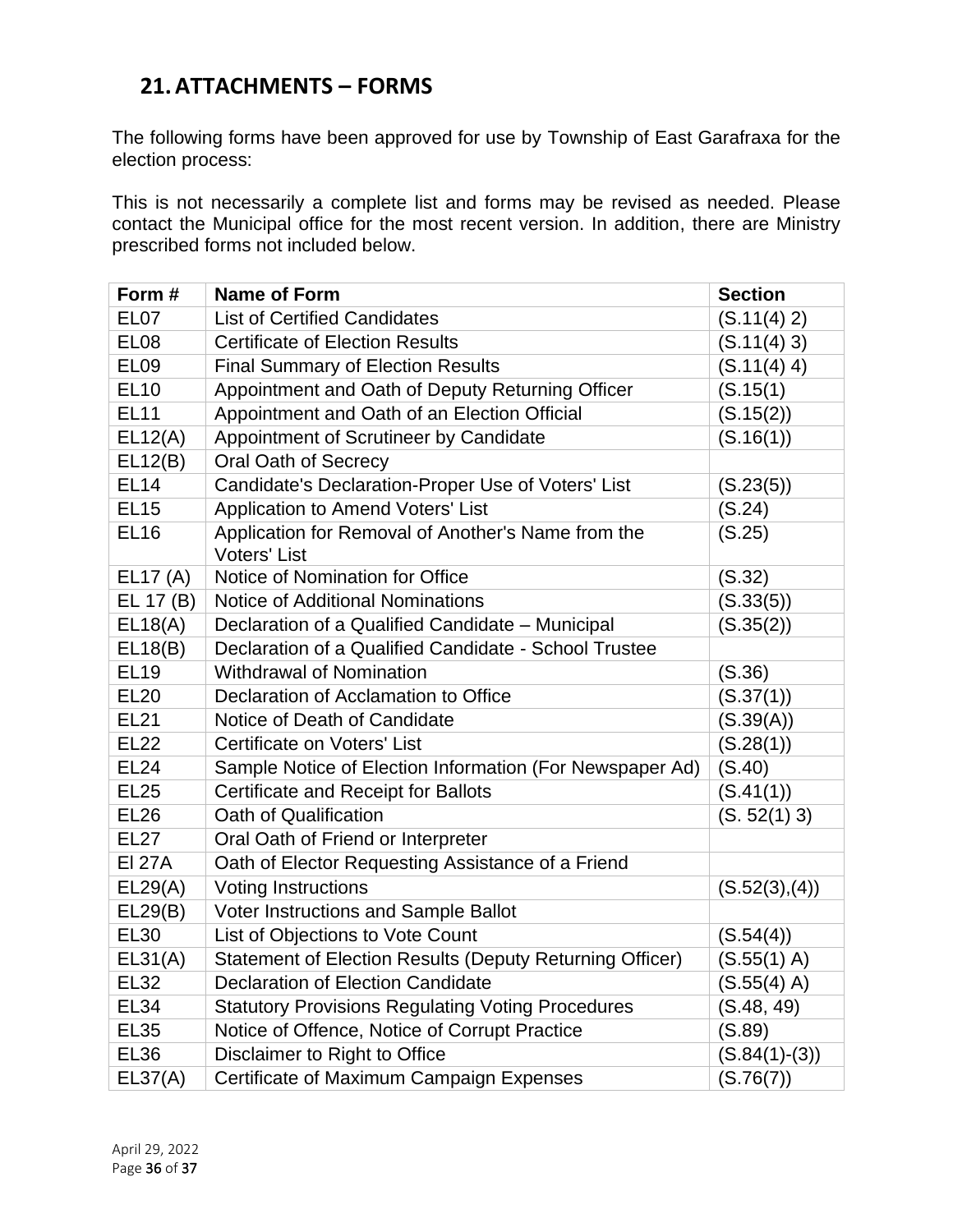## 21. ATTACHMENTS – FORMS

The following forms have been approved for use by Township of East Garafraxa for the election process:

This is not necessarily a complete list and forms may be revised as needed. Please contact the Municipal office for the most recent version. In addition, there are Ministry prescribed forms not included below.

| Form # | Name of Form | Section |
|---|---|---|
| EL07 | List of Certified Candidates | (S.11(4) 2) |
| EL08 | Certificate of Election Results | (S.11(4) 3) |
| EL09 | Final Summary of Election Results | (S.11(4) 4) |
| EL10 | Appointment and Oath of Deputy Returning Officer | (S.15(1) |
| EL11 | Appointment and Oath of an Election Official | (S.15(2)) |
| EL12(A) | Appointment of Scrutineer by Candidate | (S.16(1)) |
| EL12(B) | Oral Oath of Secrecy | |
| EL14 | Candidate's Declaration-Proper Use of Voters' List | (S.23(5)) |
| EL15 | Application to Amend Voters' List | (S.24) |
| EL16 | Application for Removal of Another's Name from the Voters' List | (S.25) |
| EL17 (A) | Notice of Nomination for Office | (S.32) |
| EL 17 (B) | Notice of Additional Nominations | (S.33(5)) |
| EL18(A) | Declaration of a Qualified Candidate – Municipal | (S.35(2)) |
| EL18(B) | Declaration of a Qualified Candidate - School Trustee | |
| EL19 | Withdrawal of Nomination | (S.36) |
| EL20 | Declaration of Acclamation to Office | (S.37(1)) |
| EL21 | Notice of Death of Candidate | (S.39(A)) |
| EL22 | Certificate on Voters' List | (S.28(1)) |
| EL24 | Sample Notice of Election Information (For Newspaper Ad) | (S.40) |
| EL25 | Certificate and Receipt for Ballots | (S.41(1)) |
| EL26 | Oath of Qualification | (S. 52(1) 3) |
| EL27 | Oral Oath of Friend or Interpreter | |
| El 27A | Oath of Elector Requesting Assistance of a Friend | |
| EL29(A) | Voting Instructions | (S.52(3),(4)) |
| EL29(B) | Voter Instructions and Sample Ballot | |
| EL30 | List of Objections to Vote Count | (S.54(4)) |
| EL31(A) | Statement of Election Results (Deputy Returning Officer) | (S.55(1) A) |
| EL32 | Declaration of Election Candidate | (S.55(4) A) |
| EL34 | Statutory Provisions Regulating Voting Procedures | (S.48, 49) |
| EL35 | Notice of Offence, Notice of Corrupt Practice | (S.89) |
| EL36 | Disclaimer to Right to Office | (S.84(1)-(3)) |
| EL37(A) | Certificate of Maximum Campaign Expenses | (S.76(7)) |

April 29, 2022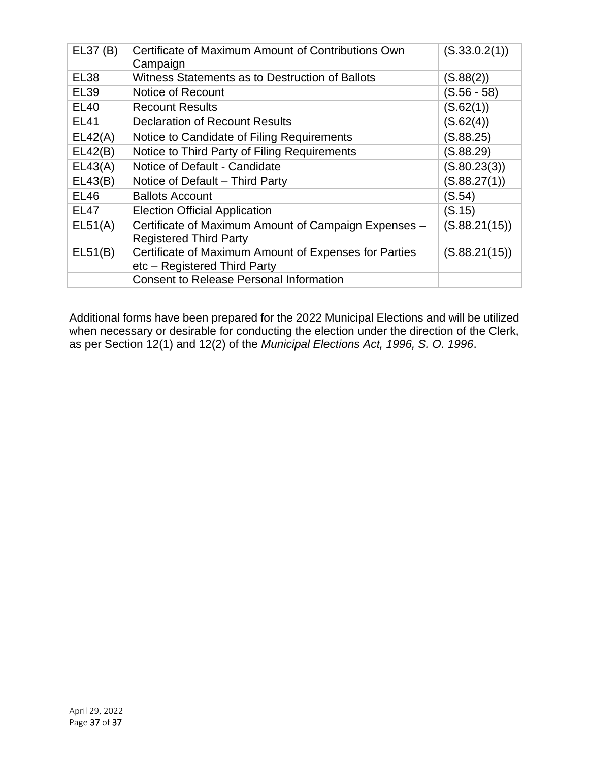| | | |
|---|---|---|
| EL37 (B) | Certificate of Maximum Amount of Contributions Own Campaign | (S.33.0.2(1)) |
| EL38 | Witness Statements as to Destruction of Ballots | (S.88(2)) |
| EL39 | Notice of Recount | (S.56 - 58) |
| EL40 | Recount Results | (S.62(1)) |
| EL41 | Declaration of Recount Results | (S.62(4)) |
| EL42(A) | Notice to Candidate of Filing Requirements | (S.88.25) |
| EL42(B) | Notice to Third Party of Filing Requirements | (S.88.29) |
| EL43(A) | Notice of Default - Candidate | (S.80.23(3)) |
| EL43(B) | Notice of Default – Third Party | (S.88.27(1)) |
| EL46 | Ballots Account | (S.54) |
| EL47 | Election Official Application | (S.15) |
| EL51(A) | Certificate of Maximum Amount of Campaign Expenses – Registered Third Party | (S.88.21(15)) |
| EL51(B) | Certificate of Maximum Amount of Expenses for Parties etc – Registered Third Party | (S.88.21(15)) |
| | Consent to Release Personal Information | |

Additional forms have been prepared for the 2022 Municipal Elections and will be utilized when necessary or desirable for conducting the election under the direction of the Clerk, as per Section 12(1) and 12(2) of the *Municipal Elections Act, 1996, S. O. 1996*.